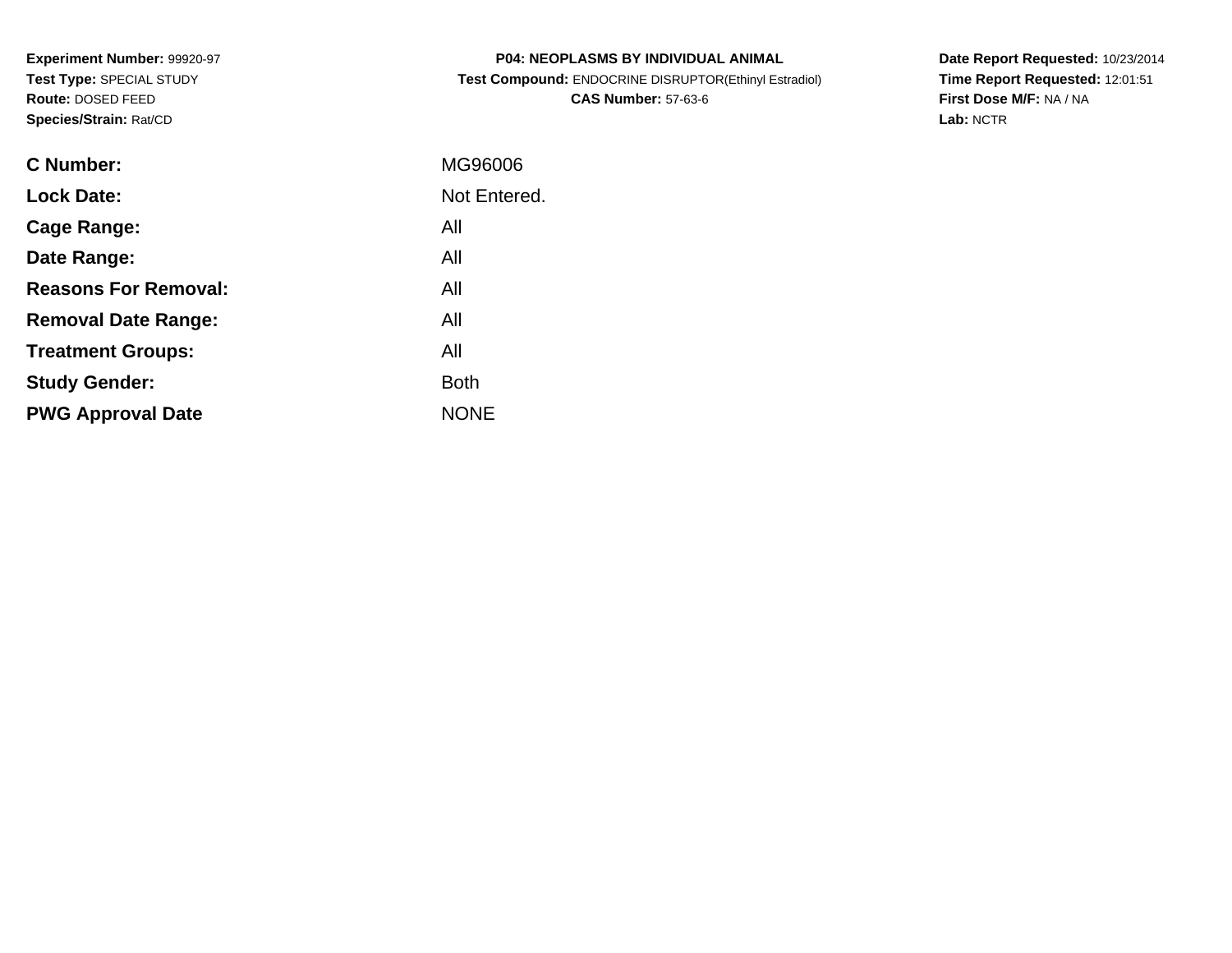**Experiment Number:** 99920-97
**Test Type:** SPECIAL STUDY
**Route:** DOSED FEED
**Species/Strain:** Rat/CD

**P04: NEOPLASMS BY INDIVIDUAL ANIMAL**
**Test Compound:** ENDOCRINE DISRUPTOR(Ethinyl Estradiol)
**CAS Number:** 57-63-6

**Date Report Requested:** 10/23/2014
**Time Report Requested:** 12:01:51
**First Dose M/F:** NA / NA
**Lab:** NCTR

| | |
|---|---|
| **C Number:** | MG96006 |
| **Lock Date:** | Not Entered. |
| **Cage Range:** | All |
| **Date Range:** | All |
| **Reasons For Removal:** | All |
| **Removal Date Range:** | All |
| **Treatment Groups:** | All |
| **Study Gender:** | Both |
| **PWG Approval Date** | NONE |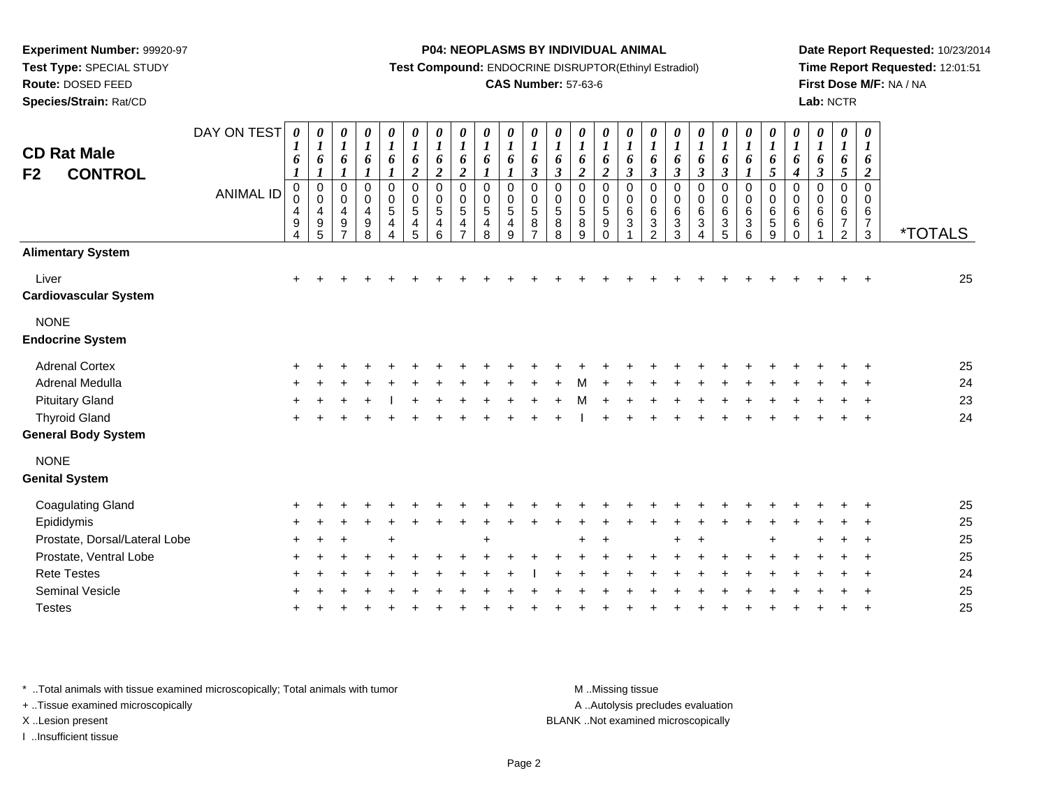**Experiment Number:** 99920-97
**Test Type:** SPECIAL STUDY
**Route:** DOSED FEED
**Species/Strain:** Rat/CD

**P04: NEOPLASMS BY INDIVIDUAL ANIMAL**
**Test Compound:** ENDOCRINE DISRUPTOR(Ethinyl Estradiol)
**CAS Number:** 57-63-6

**Date Report Requested:** 10/23/2014
**Time Report Requested:** 12:01:51
**First Dose M/F:** NA / NA
**Lab:** NCTR

## CD Rat Male
## F2 CONTROL

| DAY ON TEST | 0161 | 0161 | 0161 | 0161 | 0161 | 0162 | 0162 | 0162 | 0161 | 0161 | 0163 | 0163 | 0162 | 0162 | 0163 | 0163 | 0163 | 0163 | 0163 | 0161 | 0165 | 0164 | 0163 | 0165 | 0162 | |
|---|---|---|---|---|---|---|---|---|---|---|---|---|---|---|---|---|---|---|---|---|---|---|---|---|---|---|
| **ANIMAL ID** | 00494 | 00495 | 00497 | 00498 | 00544 | 00545 | 00546 | 00547 | 00548 | 00549 | 00587 | 00588 | 00589 | 00590 | 00631 | 00632 | 00633 | 00634 | 00635 | 00636 | 00659 | 00660 | 00661 | 00672 | 00673 | ***TOTALS** |
| **Alimentary System** | | | | | | | | | | | | | | | | | | | | | | | | | | |
| Liver | + | + | + | + | + | + | + | + | + | + | + | + | + | + | + | + | + | + | + | + | + | + | + | + | + | 25 |
| **Cardiovascular System** | | | | | | | | | | | | | | | | | | | | | | | | | | |
| NONE | | | | | | | | | | | | | | | | | | | | | | | | | | |
| **Endocrine System** | | | | | | | | | | | | | | | | | | | | | | | | | | |
| Adrenal Cortex | + | + | + | + | + | + | + | + | + | + | + | + | + | + | + | + | + | + | + | + | + | + | + | + | + | 25 |
| Adrenal Medulla | + | + | + | + | + | + | + | + | + | + | + | + | M | + | + | + | + | + | + | + | + | + | + | + | + | 24 |
| Pituitary Gland | + | + | + | + | I | + | + | + | + | + | + | + | M | + | + | + | + | + | + | + | + | + | + | + | + | 23 |
| Thyroid Gland | + | + | + | + | + | + | + | + | + | + | + | + | I | + | + | + | + | + | + | + | + | + | + | + | + | 24 |
| **General Body System** | | | | | | | | | | | | | | | | | | | | | | | | | | |
| NONE | | | | | | | | | | | | | | | | | | | | | | | | | | |
| **Genital System** | | | | | | | | | | | | | | | | | | | | | | | | | | |
| Coagulating Gland | + | + | + | + | + | + | + | + | + | + | + | + | + | + | + | + | + | + | + | + | + | + | + | + | + | 25 |
| Epididymis | + | + | + | + | + | + | + | + | + | + | + | + | + | + | + | + | + | + | + | + | + | + | + | + | + | 25 |
| Prostate, Dorsal/Lateral Lobe | + | + | + | | + | | | | + | | | | + | + | | | + | + | | | + | | + | + | + | 25 |
| Prostate, Ventral Lobe | + | + | + | + | + | + | + | + | + | + | + | + | + | + | + | + | + | + | + | + | + | + | + | + | + | 25 |
| Rete Testes | + | + | + | + | + | + | + | + | + | + | I | + | + | + | + | + | + | + | + | + | + | + | + | + | + | 24 |
| Seminal Vesicle | + | + | + | + | + | + | + | + | + | + | + | + | + | + | + | + | + | + | + | + | + | + | + | + | + | 25 |
| Testes | + | + | + | + | + | + | + | + | + | + | + | + | + | + | + | + | + | + | + | + | + | + | + | + | + | 25 |

\* ..Total animals with tissue examined microscopically; Total animals with tumor
\+ ..Tissue examined microscopically
X ..Lesion present
I ..Insufficient tissue

M ..Missing tissue
A ..Autolysis precludes evaluation
BLANK ..Not examined microscopically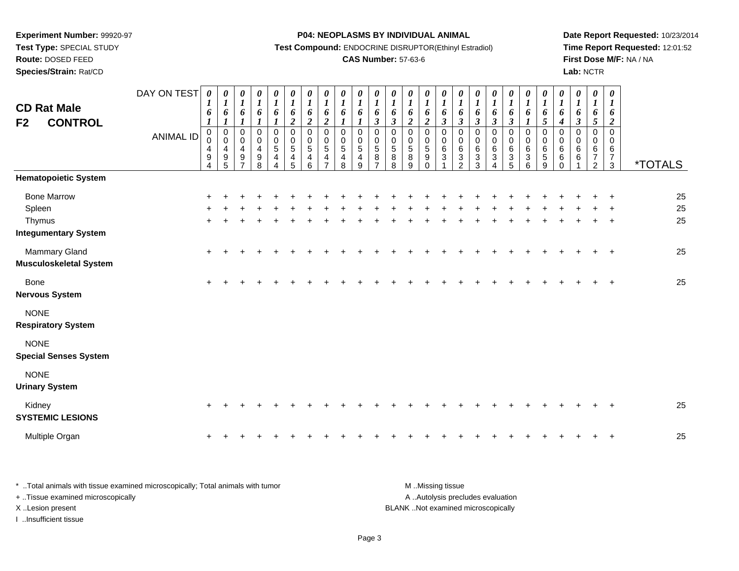**Experiment Number:** 99920-97
**Test Type:** SPECIAL STUDY
**Route:** DOSED FEED
**Species/Strain:** Rat/CD

**P04: NEOPLASMS BY INDIVIDUAL ANIMAL**
**Test Compound:** ENDOCRINE DISRUPTOR(Ethinyl Estradiol)
**CAS Number:** 57-63-6

**Date Report Requested:** 10/23/2014
**Time Report Requested:** 12:01:52
**First Dose M/F:** NA / NA
**Lab:** NCTR

## CD Rat Male
## F2 CONTROL

| DAY ON TEST | 0161 | 0161 | 0161 | 0161 | 0161 | 0162 | 0162 | 0162 | 0161 | 0161 | 0163 | 0163 | 0162 | 0162 | 0163 | 0163 | 0163 | 0163 | 0163 | 0161 | 0165 | 0164 | 0163 | 0165 | 0162 | |
|---|---|---|---|---|---|---|---|---|---|---|---|---|---|---|---|---|---|---|---|---|---|---|---|---|---|---|
| **ANIMAL ID** | 00494 | 00495 | 00497 | 00498 | 00544 | 00545 | 00546 | 00547 | 00548 | 00549 | 00587 | 00588 | 00589 | 00590 | 00631 | 00632 | 00633 | 00634 | 00635 | 00636 | 00659 | 00660 | 00661 | 00672 | 00673 | ***TOTALS** |
| **Hematopoietic System** | | | | | | | | | | | | | | | | | | | | | | | | | | |
| Bone Marrow | + | + | + | + | + | + | + | + | + | + | + | + | + | + | + | + | + | + | + | + | + | + | + | + | + | 25 |
| Spleen | + | + | + | + | + | + | + | + | + | + | + | + | + | + | + | + | + | + | + | + | + | + | + | + | + | 25 |
| Thymus | + | + | + | + | + | + | + | + | + | + | + | + | + | + | + | + | + | + | + | + | + | + | + | + | + | 25 |
| **Integumentary System** | | | | | | | | | | | | | | | | | | | | | | | | | | |
| Mammary Gland | + | + | + | + | + | + | + | + | + | + | + | + | + | + | + | + | + | + | + | + | + | + | + | + | + | 25 |
| **Musculoskeletal System** | | | | | | | | | | | | | | | | | | | | | | | | | | |
| Bone | + | + | + | + | + | + | + | + | + | + | + | + | + | + | + | + | + | + | + | + | + | + | + | + | + | 25 |
| **Nervous System** | | | | | | | | | | | | | | | | | | | | | | | | | | |
| NONE | | | | | | | | | | | | | | | | | | | | | | | | | | |
| **Respiratory System** | | | | | | | | | | | | | | | | | | | | | | | | | | |
| NONE | | | | | | | | | | | | | | | | | | | | | | | | | | |
| **Special Senses System** | | | | | | | | | | | | | | | | | | | | | | | | | | |
| NONE | | | | | | | | | | | | | | | | | | | | | | | | | | |
| **Urinary System** | | | | | | | | | | | | | | | | | | | | | | | | | | |
| Kidney | + | + | + | + | + | + | + | + | + | + | + | + | + | + | + | + | + | + | + | + | + | + | + | + | + | 25 |
| **SYSTEMIC LESIONS** | | | | | | | | | | | | | | | | | | | | | | | | | | |
| Multiple Organ | + | + | + | + | + | + | + | + | + | + | + | + | + | + | + | + | + | + | + | + | + | + | + | + | + | 25 |

* ..Total animals with tissue examined microscopically; Total animals with tumor
+ ..Tissue examined microscopically
X ..Lesion present
I ..Insufficient tissue

M ..Missing tissue
A ..Autolysis precludes evaluation
BLANK ..Not examined microscopically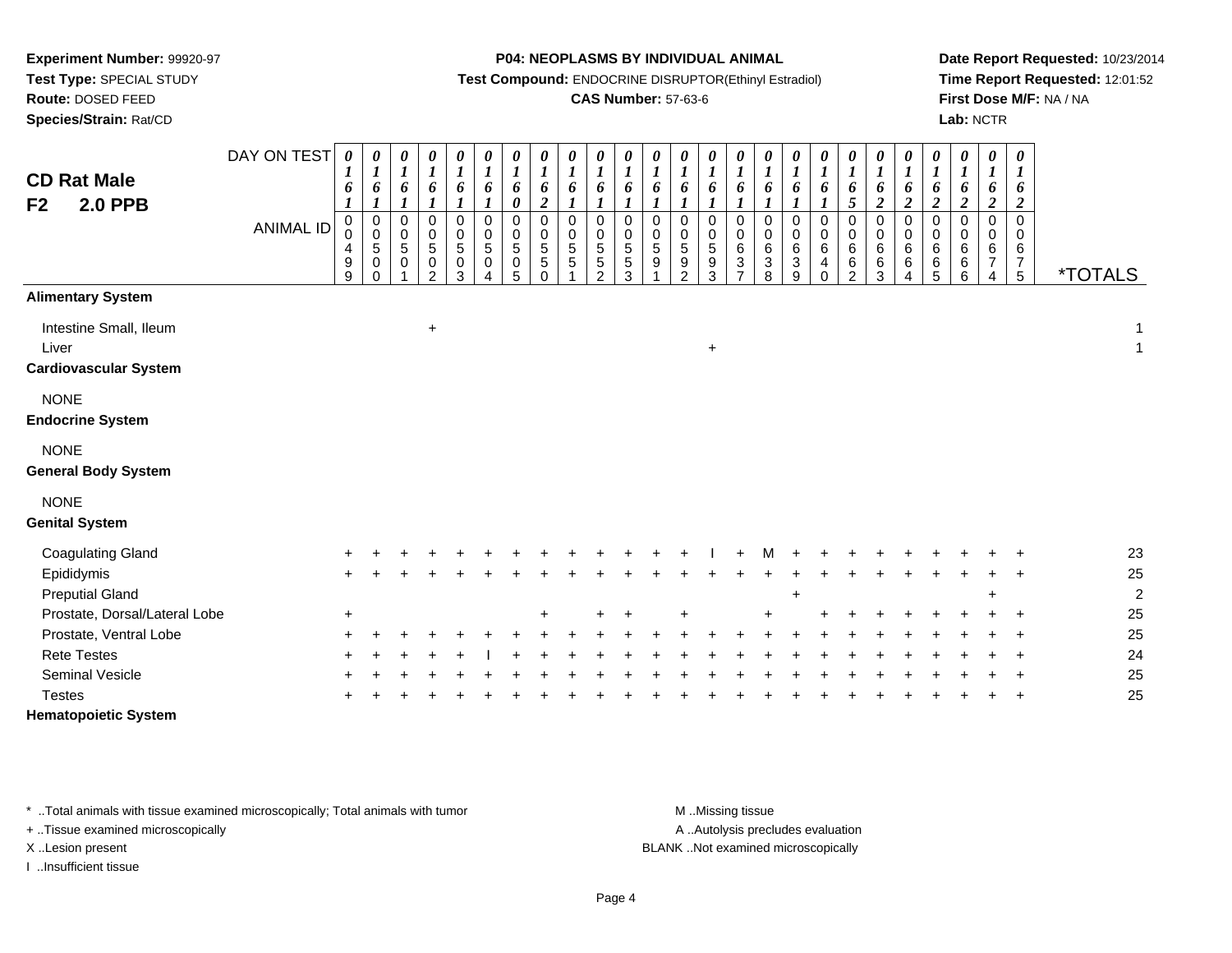**Experiment Number:** 99920-97
**Test Type:** SPECIAL STUDY
**Route:** DOSED FEED
**Species/Strain:** Rat/CD

**P04: NEOPLASMS BY INDIVIDUAL ANIMAL**
**Test Compound:** ENDOCRINE DISRUPTOR(Ethinyl Estradiol)
**CAS Number:** 57-63-6

**Date Report Requested:** 10/23/2014
**Time Report Requested:** 12:01:52
**First Dose M/F:** NA / NA
**Lab:** NCTR

## CD Rat Male
## F2 2.0 PPB

| DAY ON TEST | 0161 | 0161 | 0161 | 0161 | 0161 | 0161 | 0160 | 0162 | 0161 | 0161 | 0161 | 0161 | 0161 | 0161 | 0161 | 0161 | 0161 | 0161 | 0165 | 0162 | 0162 | 0162 | 0162 | 0162 | 0162 | |
|---|---|---|---|---|---|---|---|---|---|---|---|---|---|---|---|---|---|---|---|---|---|---|---|---|---|---|
| **ANIMAL ID** | 00499 | 00500 | 00501 | 00502 | 00503 | 00504 | 00505 | 00550 | 00551 | 00552 | 00553 | 00591 | 00592 | 00593 | 00637 | 00638 | 00639 | 00640 | 00662 | 00663 | 00664 | 00665 | 00666 | 00674 | 00675 | ***TOTALS** |
| **Alimentary System** | | | | | | | | | | | | | | | | | | | | | | | | | | |
| Intestine Small, Ileum | | | | + | | | | | | | | | | | | | | | | | | | | | | 1 |
| Liver | | | | | | | | | | | | | | + | | | | | | | | | | | | 1 |
| **Cardiovascular System** | | | | | | | | | | | | | | | | | | | | | | | | | | |
| NONE | | | | | | | | | | | | | | | | | | | | | | | | | | |
| **Endocrine System** | | | | | | | | | | | | | | | | | | | | | | | | | | |
| NONE | | | | | | | | | | | | | | | | | | | | | | | | | | |
| **General Body System** | | | | | | | | | | | | | | | | | | | | | | | | | | |
| NONE | | | | | | | | | | | | | | | | | | | | | | | | | | |
| **Genital System** | | | | | | | | | | | | | | | | | | | | | | | | | | |
| Coagulating Gland | + | + | + | + | + | + | + | + | + | + | + | + | + | I | + | M | + | + | + | + | + | + | + | + | + | 23 |
| Epididymis | + | + | + | + | + | + | + | + | + | + | + | + | + | + | + | + | + | + | + | + | + | + | + | + | + | 25 |
| Preputial Gland | | | | | | | | | | | | | | | | | + | | | | | | | + | | 2 |
| Prostate, Dorsal/Lateral Lobe | + | | | | | | | + | | + | + | | + | | | + | | + | + | + | + | + | + | + | + | 25 |
| Prostate, Ventral Lobe | + | + | + | + | + | + | + | + | + | + | + | + | + | + | + | + | + | + | + | + | + | + | + | + | + | 25 |
| Rete Testes | + | + | + | + | + | I | + | + | + | + | + | + | + | + | + | + | + | + | + | + | + | + | + | + | + | 24 |
| Seminal Vesicle | + | + | + | + | + | + | + | + | + | + | + | + | + | + | + | + | + | + | + | + | + | + | + | + | + | 25 |
| Testes | + | + | + | + | + | + | + | + | + | + | + | + | + | + | + | + | + | + | + | + | + | + | + | + | + | 25 |
| **Hematopoietic System** | | | | | | | | | | | | | | | | | | | | | | | | | | |

* ..Total animals with tissue examined microscopically; Total animals with tumor
+ ..Tissue examined microscopically
X ..Lesion present
I ..Insufficient tissue

M ..Missing tissue
A ..Autolysis precludes evaluation
BLANK ..Not examined microscopically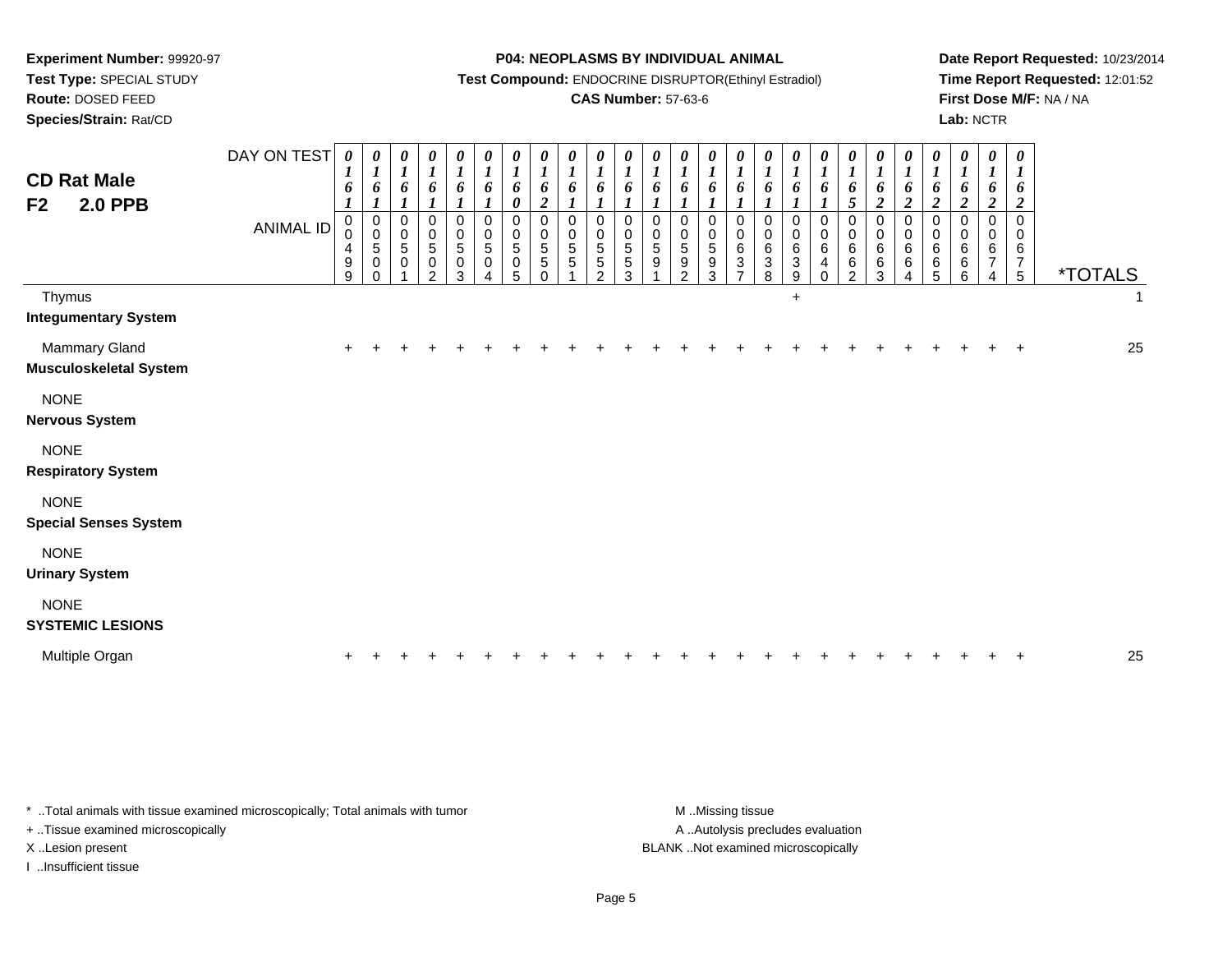**Experiment Number:** 99920-97
**Test Type:** SPECIAL STUDY
**Route:** DOSED FEED
**Species/Strain:** Rat/CD

**P04: NEOPLASMS BY INDIVIDUAL ANIMAL**
**Test Compound:** ENDOCRINE DISRUPTOR(Ethinyl Estradiol)
**CAS Number:** 57-63-6

**Date Report Requested:** 10/23/2014
**Time Report Requested:** 12:01:52
**First Dose M/F:** NA / NA
**Lab:** NCTR

## CD Rat Male
## F2 2.0 PPB

| DAY ON TEST | 0161 | 0161 | 0161 | 0161 | 0161 | 0161 | 0160 | 0162 | 0161 | 0161 | 0161 | 0161 | 0161 | 0161 | 0161 | 0161 | 0161 | 0161 | 0165 | 0162 | 0162 | 0162 | 0162 | 0162 | 0162 | |
|---|---|---|---|---|---|---|---|---|---|---|---|---|---|---|---|---|---|---|---|---|---|---|---|---|---|---|
| **ANIMAL ID** | 00499 | 00500 | 00501 | 00502 | 00503 | 00504 | 00505 | 00550 | 00551 | 00552 | 00553 | 00591 | 00592 | 00593 | 00637 | 00638 | 00639 | 00640 | 00662 | 00663 | 00664 | 00665 | 00666 | 00674 | 00675 | ***TOTALS** |
| Thymus | | | | | | | | | | | | | | | | | + | | | | | | | | | 1 |
| **Integumentary System** | | | | | | | | | | | | | | | | | | | | | | | | | | |
| Mammary Gland | + | + | + | + | + | + | + | + | + | + | + | + | + | + | + | + | + | + | + | + | + | + | + | + | + | 25 |
| **Musculoskeletal System** | | | | | | | | | | | | | | | | | | | | | | | | | | |
| NONE | | | | | | | | | | | | | | | | | | | | | | | | | | |
| **Nervous System** | | | | | | | | | | | | | | | | | | | | | | | | | | |
| NONE | | | | | | | | | | | | | | | | | | | | | | | | | | |
| **Respiratory System** | | | | | | | | | | | | | | | | | | | | | | | | | | |
| NONE | | | | | | | | | | | | | | | | | | | | | | | | | | |
| **Special Senses System** | | | | | | | | | | | | | | | | | | | | | | | | | | |
| NONE | | | | | | | | | | | | | | | | | | | | | | | | | | |
| **Urinary System** | | | | | | | | | | | | | | | | | | | | | | | | | | |
| NONE | | | | | | | | | | | | | | | | | | | | | | | | | | |
| **SYSTEMIC LESIONS** | | | | | | | | | | | | | | | | | | | | | | | | | | |
| Multiple Organ | + | + | + | + | + | + | + | + | + | + | + | + | + | + | + | + | + | + | + | + | + | + | + | + | + | 25 |

* ..Total animals with tissue examined microscopically; Total animals with tumor
+ ..Tissue examined microscopically
X ..Lesion present
I ..Insufficient tissue

M ..Missing tissue
A ..Autolysis precludes evaluation
BLANK ..Not examined microscopically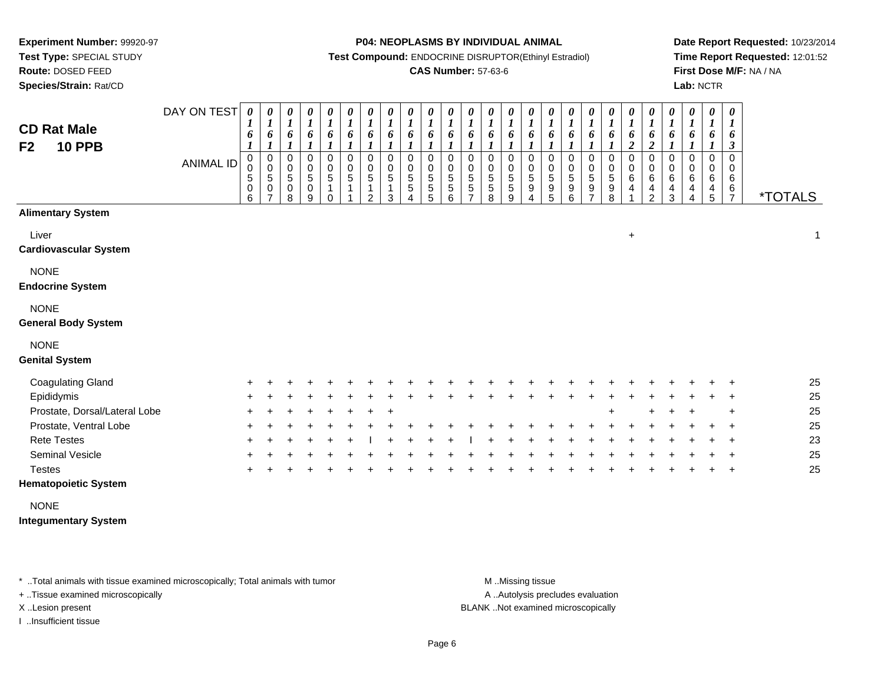**Experiment Number:** 99920-97
**Test Type:** SPECIAL STUDY
**Route:** DOSED FEED
**Species/Strain:** Rat/CD

**P04: NEOPLASMS BY INDIVIDUAL ANIMAL**
**Test Compound:** ENDOCRINE DISRUPTOR(Ethinyl Estradiol)
**CAS Number:** 57-63-6

**Date Report Requested:** 10/23/2014
**Time Report Requested:** 12:01:52
**First Dose M/F:** NA / NA
**Lab:** NCTR

## CD Rat Male
## F2 10 PPB

| DAY ON TEST | 0161 | 0161 | 0161 | 0161 | 0161 | 0161 | 0161 | 0161 | 0161 | 0161 | 0161 | 0161 | 0161 | 0161 | 0161 | 0161 | 0161 | 0161 | 0161 | 0162 | 0162 | 0161 | 0161 | 0161 | 0163 | |
|---|---|---|---|---|---|---|---|---|---|---|---|---|---|---|---|---|---|---|---|---|---|---|---|---|---|---|
| **ANIMAL ID** | 0050 6 | 0050 7 | 0050 8 | 0050 9 | 0051 0 | 0051 1 | 0051 2 | 0051 3 | 0055 4 | 0055 5 | 0055 6 | 0055 7 | 0055 8 | 0055 9 | 0059 4 | 0059 5 | 0059 6 | 0059 7 | 0059 8 | 0064 1 | 0064 2 | 0064 3 | 0064 4 | 0064 5 | 0066 7 | ***TOTALS** |
| **Alimentary System** | | | | | | | | | | | | | | | | | | | | | | | | | | |
| Liver | | | | | | | | | | | | | | | | | | | | + | | | | | | 1 |
| **Cardiovascular System** | | | | | | | | | | | | | | | | | | | | | | | | | | |
| NONE | | | | | | | | | | | | | | | | | | | | | | | | | | |
| **Endocrine System** | | | | | | | | | | | | | | | | | | | | | | | | | | |
| NONE | | | | | | | | | | | | | | | | | | | | | | | | | | |
| **General Body System** | | | | | | | | | | | | | | | | | | | | | | | | | | |
| NONE | | | | | | | | | | | | | | | | | | | | | | | | | | |
| **Genital System** | | | | | | | | | | | | | | | | | | | | | | | | | | |
| Coagulating Gland | + | + | + | + | + | + | + | + | + | + | + | + | + | + | + | + | + | + | + | + | + | + | + | + | + | 25 |
| Epididymis | + | + | + | + | + | + | + | + | + | + | + | + | + | + | + | + | + | + | + | + | + | + | + | + | + | 25 |
| Prostate, Dorsal/Lateral Lobe | + | + | + | + | + | + | + | + | | | | | | | | | | | + | | + | + | + | | + | 25 |
| Prostate, Ventral Lobe | + | + | + | + | + | + | + | + | + | + | + | + | + | + | + | + | + | + | + | + | + | + | + | + | + | 25 |
| Rete Testes | + | + | + | + | + | + | I | + | + | + | + | I | + | + | + | + | + | + | + | + | + | + | + | + | + | 23 |
| Seminal Vesicle | + | + | + | + | + | + | + | + | + | + | + | + | + | + | + | + | + | + | + | + | + | + | + | + | + | 25 |
| Testes | + | + | + | + | + | + | + | + | + | + | + | + | + | + | + | + | + | + | + | + | + | + | + | + | + | 25 |
| **Hematopoietic System** | | | | | | | | | | | | | | | | | | | | | | | | | | |
| NONE | | | | | | | | | | | | | | | | | | | | | | | | | | |
| **Integumentary System** | | | | | | | | | | | | | | | | | | | | | | | | | | |

* ..Total animals with tissue examined microscopically; Total animals with tumor
+ ..Tissue examined microscopically
X ..Lesion present
I ..Insufficient tissue

M ..Missing tissue
A ..Autolysis precludes evaluation
BLANK ..Not examined microscopically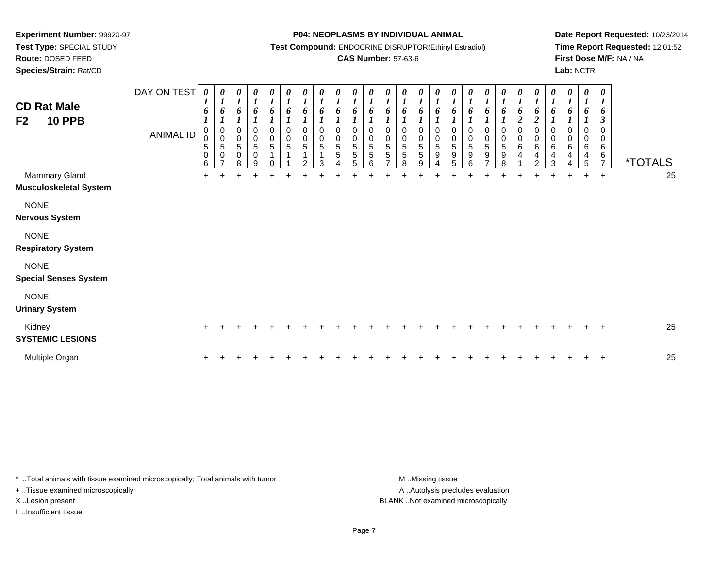**Experiment Number:** 99920-97
**Test Type:** SPECIAL STUDY
**Route:** DOSED FEED
**Species/Strain:** Rat/CD

**P04: NEOPLASMS BY INDIVIDUAL ANIMAL**
**Test Compound:** ENDOCRINE DISRUPTOR(Ethinyl Estradiol)
**CAS Number:** 57-63-6

**Date Report Requested:** 10/23/2014
**Time Report Requested:** 12:01:52
**First Dose M/F:** NA / NA
**Lab:** NCTR

## CD Rat Male
## F2 10 PPB

| DAY ON TEST | 0161 | 0161 | 0161 | 0161 | 0161 | 0161 | 0161 | 0161 | 0161 | 0161 | 0161 | 0161 | 0161 | 0161 | 0161 | 0161 | 0161 | 0161 | 0161 | 0162 | 0162 | 0161 | 0161 | 0161 | 0163 | |
|---|---|---|---|---|---|---|---|---|---|---|---|---|---|---|---|---|---|---|---|---|---|---|---|---|---|---|
| **ANIMAL ID** | 00506 | 00507 | 00508 | 00509 | 00510 | 00511 | 00512 | 00513 | 00554 | 00555 | 00556 | 00557 | 00558 | 00559 | 00594 | 00595 | 00596 | 00597 | 00598 | 00641 | 00642 | 00643 | 00644 | 00645 | 00667 | ***TOTALS** |
| Mammary Gland | + | + | + | + | + | + | + | + | + | + | + | + | + | + | + | + | + | + | + | + | + | + | + | + | + | 25 |
| **Musculoskeletal System** | | | | | | | | | | | | | | | | | | | | | | | | | | |
| NONE | | | | | | | | | | | | | | | | | | | | | | | | | | |
| **Nervous System** | | | | | | | | | | | | | | | | | | | | | | | | | | |
| NONE | | | | | | | | | | | | | | | | | | | | | | | | | | |
| **Respiratory System** | | | | | | | | | | | | | | | | | | | | | | | | | | |
| NONE | | | | | | | | | | | | | | | | | | | | | | | | | | |
| **Special Senses System** | | | | | | | | | | | | | | | | | | | | | | | | | | |
| NONE | | | | | | | | | | | | | | | | | | | | | | | | | | |
| **Urinary System** | | | | | | | | | | | | | | | | | | | | | | | | | | |
| Kidney | + | + | + | + | + | + | + | + | + | + | + | + | + | + | + | + | + | + | + | + | + | + | + | + | + | 25 |
| **SYSTEMIC LESIONS** | | | | | | | | | | | | | | | | | | | | | | | | | | |
| Multiple Organ | + | + | + | + | + | + | + | + | + | + | + | + | + | + | + | + | + | + | + | + | + | + | + | + | + | 25 |

* ..Total animals with tissue examined microscopically; Total animals with tumor
+ ..Tissue examined microscopically
X ..Lesion present
I ..Insufficient tissue

M ..Missing tissue
A ..Autolysis precludes evaluation
BLANK ..Not examined microscopically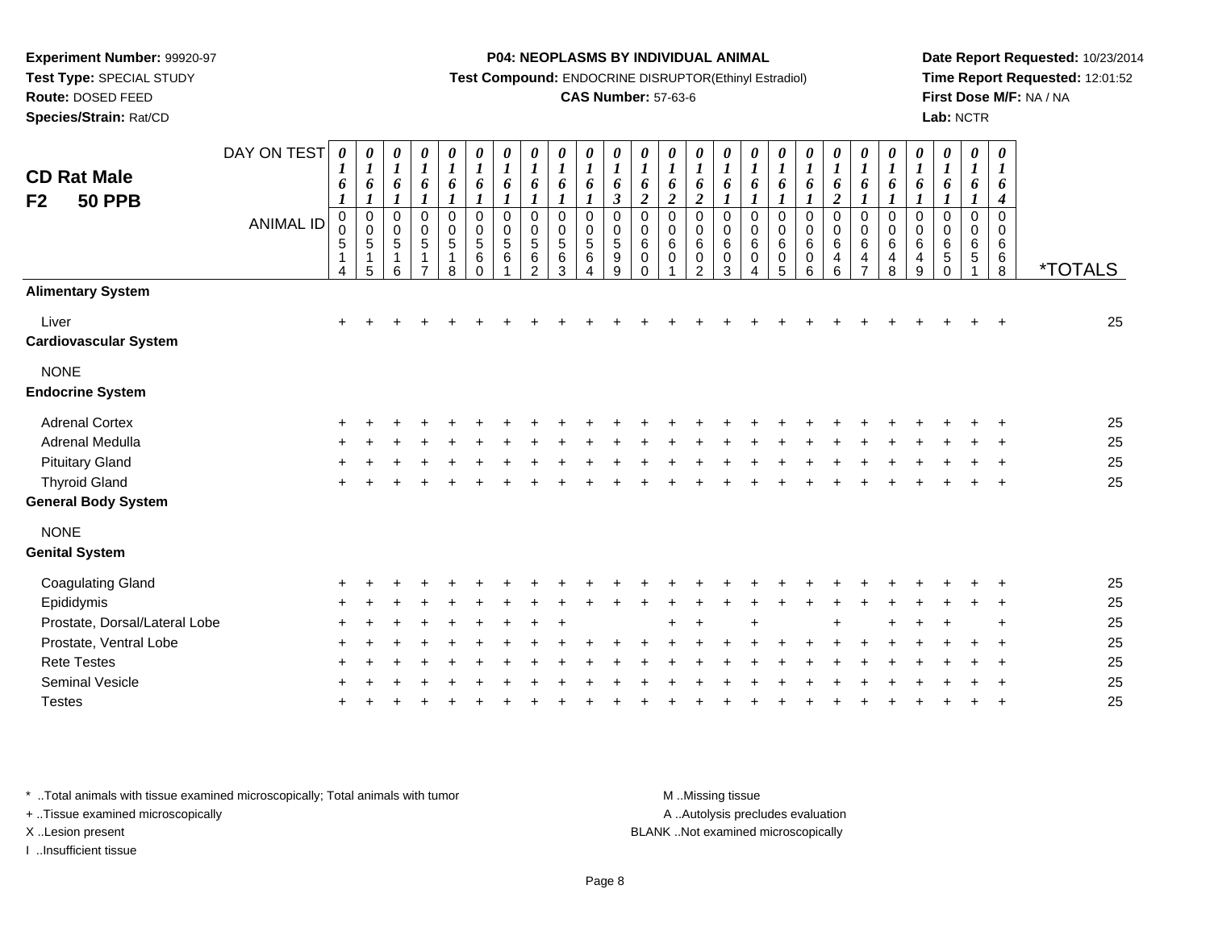**Experiment Number:** 99920-97
**Test Type:** SPECIAL STUDY
**Route:** DOSED FEED
**Species/Strain:** Rat/CD

**P04: NEOPLASMS BY INDIVIDUAL ANIMAL**
**Test Compound:** ENDOCRINE DISRUPTOR(Ethinyl Estradiol)
**CAS Number:** 57-63-6

**Date Report Requested:** 10/23/2014
**Time Report Requested:** 12:01:52
**First Dose M/F:** NA / NA
**Lab:** NCTR

## CD Rat Male F2 50 PPB

| DAY ON TEST | 0161 | 0161 | 0161 | 0161 | 0161 | 0161 | 0161 | 0161 | 0161 | 0161 | 0163 | 0162 | 0162 | 0162 | 0161 | 0161 | 0161 | 0161 | 0162 | 0161 | 0161 | 0161 | 0161 | 0161 | 0164 | |
|---|---|---|---|---|---|---|---|---|---|---|---|---|---|---|---|---|---|---|---|---|---|---|---|---|---|---|
| **ANIMAL ID** | 00514 | 00515 | 00516 | 00517 | 00518 | 00560 | 00561 | 00562 | 00563 | 00564 | 00599 | 00600 | 00601 | 00602 | 00603 | 00604 | 00605 | 00606 | 00646 | 00647 | 00648 | 00649 | 00650 | 00651 | 00668 | ***TOTALS** |
| **Alimentary System** | | | | | | | | | | | | | | | | | | | | | | | | | | |
| Liver | + | + | + | + | + | + | + | + | + | + | + | + | + | + | + | + | + | + | + | + | + | + | + | + | + | 25 |
| **Cardiovascular System** | | | | | | | | | | | | | | | | | | | | | | | | | | |
| NONE | | | | | | | | | | | | | | | | | | | | | | | | | | |
| **Endocrine System** | | | | | | | | | | | | | | | | | | | | | | | | | | |
| Adrenal Cortex | + | + | + | + | + | + | + | + | + | + | + | + | + | + | + | + | + | + | + | + | + | + | + | + | + | 25 |
| Adrenal Medulla | + | + | + | + | + | + | + | + | + | + | + | + | + | + | + | + | + | + | + | + | + | + | + | + | + | 25 |
| Pituitary Gland | + | + | + | + | + | + | + | + | + | + | + | + | + | + | + | + | + | + | + | + | + | + | + | + | + | 25 |
| Thyroid Gland | + | + | + | + | + | + | + | + | + | + | + | + | + | + | + | + | + | + | + | + | + | + | + | + | + | 25 |
| **General Body System** | | | | | | | | | | | | | | | | | | | | | | | | | | |
| NONE | | | | | | | | | | | | | | | | | | | | | | | | | | |
| **Genital System** | | | | | | | | | | | | | | | | | | | | | | | | | | |
| Coagulating Gland | + | + | + | + | + | + | + | + | + | + | + | + | + | + | + | + | + | + | + | + | + | + | + | + | + | 25 |
| Epididymis | + | + | + | + | + | + | + | + | + | + | + | + | + | + | + | + | + | + | + | + | + | + | + | + | + | 25 |
| Prostate, Dorsal/Lateral Lobe | + | + | + | + | + | + | + | + | + | | | | + | + | | + | | | + | | + | + | + | | + | 25 |
| Prostate, Ventral Lobe | + | + | + | + | + | + | + | + | + | + | + | + | + | + | + | + | + | + | + | + | + | + | + | + | + | 25 |
| Rete Testes | + | + | + | + | + | + | + | + | + | + | + | + | + | + | + | + | + | + | + | + | + | + | + | + | + | 25 |
| Seminal Vesicle | + | + | + | + | + | + | + | + | + | + | + | + | + | + | + | + | + | + | + | + | + | + | + | + | + | 25 |
| Testes | + | + | + | + | + | + | + | + | + | + | + | + | + | + | + | + | + | + | + | + | + | + | + | + | + | 25 |

* ..Total animals with tissue examined microscopically; Total animals with tumor
+ ..Tissue examined microscopically
X ..Lesion present
I ..Insufficient tissue

M ..Missing tissue
A ..Autolysis precludes evaluation
BLANK ..Not examined microscopically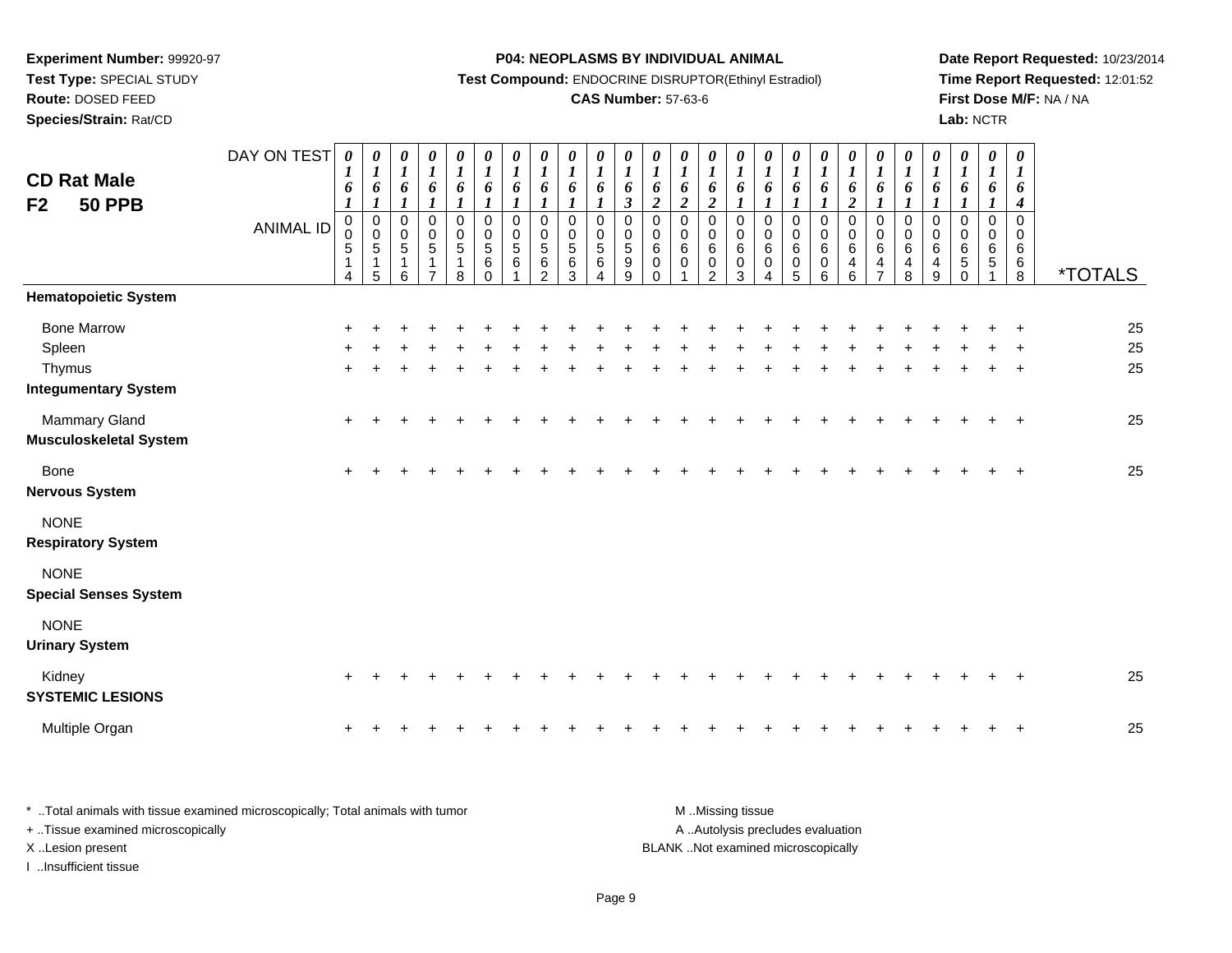**Experiment Number:** 99920-97
**Test Type:** SPECIAL STUDY
**Route:** DOSED FEED
**Species/Strain:** Rat/CD

**P04: NEOPLASMS BY INDIVIDUAL ANIMAL**
**Test Compound:** ENDOCRINE DISRUPTOR(Ethinyl Estradiol)
**CAS Number:** 57-63-6

**Date Report Requested:** 10/23/2014
**Time Report Requested:** 12:01:52
**First Dose M/F:** NA / NA
**Lab:** NCTR

## CD Rat Male
## F2 50 PPB

| DAY ON TEST | 0161 | 0161 | 0161 | 0161 | 0161 | 0161 | 0161 | 0161 | 0161 | 0161 | 0163 | 0162 | 0162 | 0162 | 0161 | 0161 | 0161 | 0161 | 0162 | 0161 | 0161 | 0161 | 0161 | 0161 | 0164 | |
|---|---|---|---|---|---|---|---|---|---|---|---|---|---|---|---|---|---|---|---|---|---|---|---|---|---|---|
| **ANIMAL ID** | 00514 | 00515 | 00516 | 00517 | 00518 | 00560 | 00561 | 00562 | 00563 | 00564 | 00599 | 00600 | 00601 | 00602 | 00603 | 00604 | 00605 | 00606 | 00646 | 00647 | 00648 | 00649 | 00650 | 00651 | 00668 | ***TOTALS** |
| **Hematopoietic System** | | | | | | | | | | | | | | | | | | | | | | | | | | |
| Bone Marrow | + | + | + | + | + | + | + | + | + | + | + | + | + | + | + | + | + | + | + | + | + | + | + | + | + | 25 |
| Spleen | + | + | + | + | + | + | + | + | + | + | + | + | + | + | + | + | + | + | + | + | + | + | + | + | + | 25 |
| Thymus | + | + | + | + | + | + | + | + | + | + | + | + | + | + | + | + | + | + | + | + | + | + | + | + | + | 25 |
| **Integumentary System** | | | | | | | | | | | | | | | | | | | | | | | | | | |
| Mammary Gland | + | + | + | + | + | + | + | + | + | + | + | + | + | + | + | + | + | + | + | + | + | + | + | + | + | 25 |
| **Musculoskeletal System** | | | | | | | | | | | | | | | | | | | | | | | | | | |
| Bone | + | + | + | + | + | + | + | + | + | + | + | + | + | + | + | + | + | + | + | + | + | + | + | + | + | 25 |
| **Nervous System** | | | | | | | | | | | | | | | | | | | | | | | | | | |
| NONE | | | | | | | | | | | | | | | | | | | | | | | | | | |
| **Respiratory System** | | | | | | | | | | | | | | | | | | | | | | | | | | |
| NONE | | | | | | | | | | | | | | | | | | | | | | | | | | |
| **Special Senses System** | | | | | | | | | | | | | | | | | | | | | | | | | | |
| NONE | | | | | | | | | | | | | | | | | | | | | | | | | | |
| **Urinary System** | | | | | | | | | | | | | | | | | | | | | | | | | | |
| Kidney | + | + | + | + | + | + | + | + | + | + | + | + | + | + | + | + | + | + | + | + | + | + | + | + | + | 25 |
| **SYSTEMIC LESIONS** | | | | | | | | | | | | | | | | | | | | | | | | | | |
| Multiple Organ | + | + | + | + | + | + | + | + | + | + | + | + | + | + | + | + | + | + | + | + | + | + | + | + | + | 25 |

\* ..Total animals with tissue examined microscopically; Total animals with tumor
\+ ..Tissue examined microscopically
X ..Lesion present
I ..Insufficient tissue

M ..Missing tissue
A ..Autolysis precludes evaluation
BLANK ..Not examined microscopically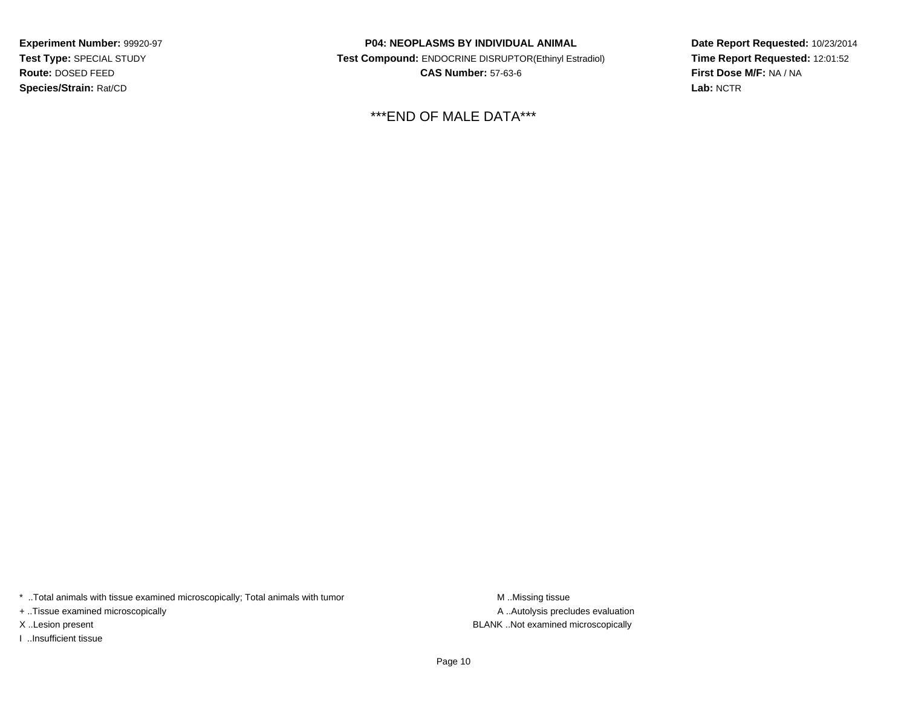***END OF MALE DATA***

* ..Total animals with tissue examined microscopically; Total animals with tumor
+ ..Tissue examined microscopically
X ..Lesion present
I ..Insufficient tissue

M ..Missing tissue
A ..Autolysis precludes evaluation
BLANK ..Not examined microscopically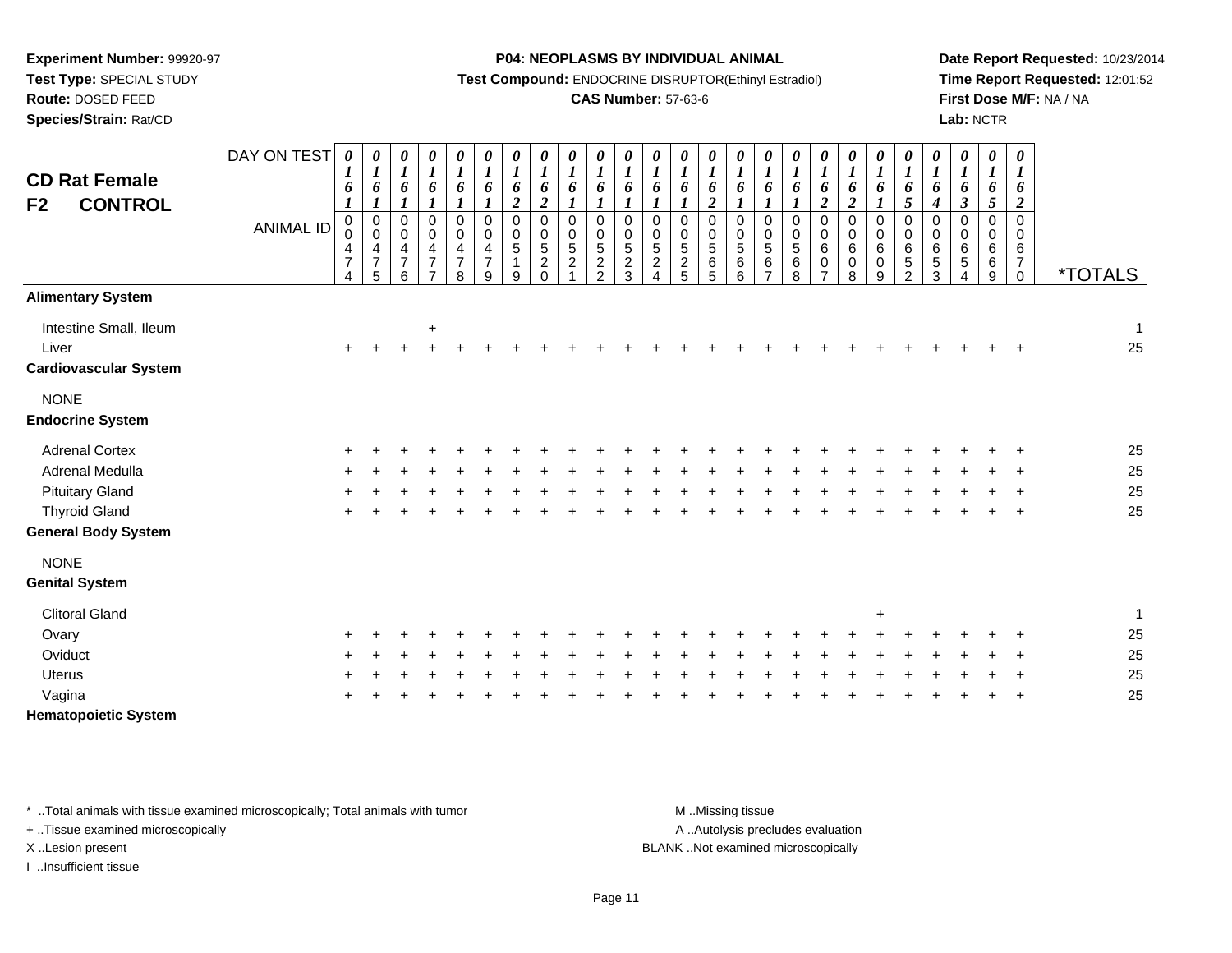**Experiment Number:** 99920-97
**Test Type:** SPECIAL STUDY
**Route:** DOSED FEED
**Species/Strain:** Rat/CD

**P04: NEOPLASMS BY INDIVIDUAL ANIMAL**
**Test Compound:** ENDOCRINE DISRUPTOR(Ethinyl Estradiol)
**CAS Number:** 57-63-6

**Date Report Requested:** 10/23/2014
**Time Report Requested:** 12:01:52
**First Dose M/F:** NA / NA
**Lab:** NCTR

## CD Rat Female F2 CONTROL

| DAY ON TEST | 0161 | 0161 | 0161 | 0161 | 0161 | 0161 | 0162 | 0162 | 0161 | 0161 | 0161 | 0161 | 0161 | 0162 | 0161 | 0161 | 0161 | 0162 | 0162 | 0161 | 0165 | 0164 | 0163 | 0165 | 0162 | |
|---|---|---|---|---|---|---|---|---|---|---|---|---|---|---|---|---|---|---|---|---|---|---|---|---|---|---|
| **ANIMAL ID** | 00474 | 00475 | 00476 | 00477 | 00478 | 00479 | 00519 | 00520 | 00521 | 00522 | 00523 | 00524 | 00525 | 00565 | 00566 | 00567 | 00568 | 00607 | 00608 | 00609 | 00652 | 00653 | 00654 | 00669 | 00670 | ***TOTALS** |
| **Alimentary System** | | | | | | | | | | | | | | | | | | | | | | | | | | |
| Intestine Small, Ileum | | | | + | | | | | | | | | | | | | | | | | | | | | | 1 |
| Liver | + | + | + | + | + | + | + | + | + | + | + | + | + | + | + | + | + | + | + | + | + | + | + | + | + | 25 |
| **Cardiovascular System** | | | | | | | | | | | | | | | | | | | | | | | | | | |
| NONE | | | | | | | | | | | | | | | | | | | | | | | | | | |
| **Endocrine System** | | | | | | | | | | | | | | | | | | | | | | | | | | |
| Adrenal Cortex | + | + | + | + | + | + | + | + | + | + | + | + | + | + | + | + | + | + | + | + | + | + | + | + | + | 25 |
| Adrenal Medulla | + | + | + | + | + | + | + | + | + | + | + | + | + | + | + | + | + | + | + | + | + | + | + | + | + | 25 |
| Pituitary Gland | + | + | + | + | + | + | + | + | + | + | + | + | + | + | + | + | + | + | + | + | + | + | + | + | + | 25 |
| Thyroid Gland | + | + | + | + | + | + | + | + | + | + | + | + | + | + | + | + | + | + | + | + | + | + | + | + | + | 25 |
| **General Body System** | | | | | | | | | | | | | | | | | | | | | | | | | | |
| NONE | | | | | | | | | | | | | | | | | | | | | | | | | | |
| **Genital System** | | | | | | | | | | | | | | | | | | | | | | | | | | |
| Clitoral Gland | | | | | | | | | | | | | | | | | | | | + | | | | | | 1 |
| Ovary | + | + | + | + | + | + | + | + | + | + | + | + | + | + | + | + | + | + | + | + | + | + | + | + | + | 25 |
| Oviduct | + | + | + | + | + | + | + | + | + | + | + | + | + | + | + | + | + | + | + | + | + | + | + | + | + | 25 |
| Uterus | + | + | + | + | + | + | + | + | + | + | + | + | + | + | + | + | + | + | + | + | + | + | + | + | + | 25 |
| Vagina | + | + | + | + | + | + | + | + | + | + | + | + | + | + | + | + | + | + | + | + | + | + | + | + | + | 25 |
| **Hematopoietic System** | | | | | | | | | | | | | | | | | | | | | | | | | | |

\* ..Total animals with tissue examined microscopically; Total animals with tumor
+ ..Tissue examined microscopically
X ..Lesion present
I ..Insufficient tissue

M ..Missing tissue
A ..Autolysis precludes evaluation
BLANK ..Not examined microscopically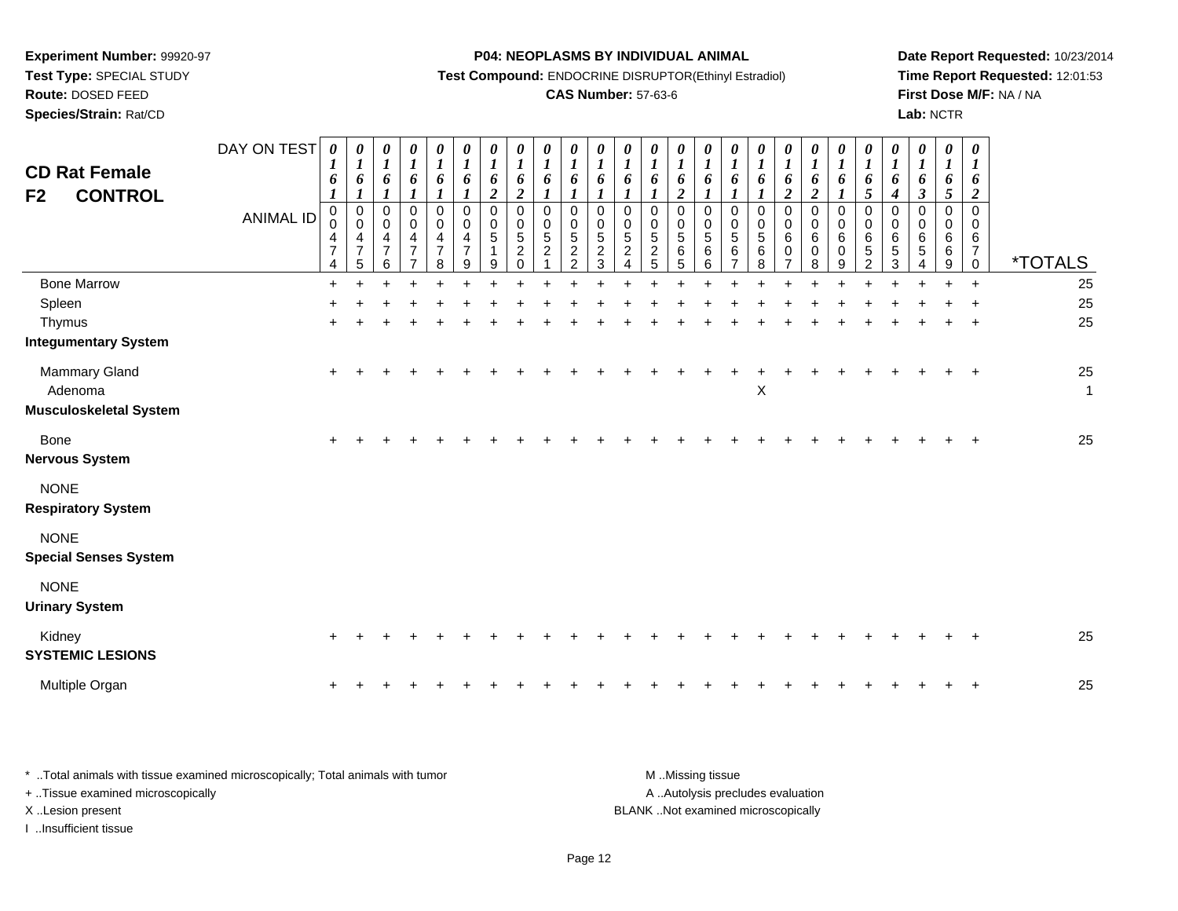**Experiment Number:** 99920-97
**Test Type:** SPECIAL STUDY
**Route:** DOSED FEED
**Species/Strain:** Rat/CD

**P04: NEOPLASMS BY INDIVIDUAL ANIMAL**
**Test Compound:** ENDOCRINE DISRUPTOR(Ethinyl Estradiol)
**CAS Number:** 57-63-6

**Date Report Requested:** 10/23/2014
**Time Report Requested:** 12:01:53
**First Dose M/F:** NA / NA
**Lab:** NCTR

## CD Rat Female
## F2 CONTROL

| DAY ON TEST | 0161 | 0161 | 0161 | 0161 | 0161 | 0161 | 0162 | 0162 | 0161 | 0161 | 0161 | 0161 | 0161 | 0162 | 0161 | 0161 | 0161 | 0162 | 0162 | 0161 | 0165 | 0164 | 0163 | 0165 | 0162 | |
|---|---|---|---|---|---|---|---|---|---|---|---|---|---|---|---|---|---|---|---|---|---|---|---|---|---|---|
| **ANIMAL ID** | 00474 | 00475 | 00476 | 00477 | 00478 | 00479 | 00519 | 00520 | 00521 | 00522 | 00523 | 00524 | 00525 | 00565 | 00566 | 00567 | 00568 | 00607 | 00608 | 00609 | 00652 | 00653 | 00654 | 00669 | 00670 | ***TOTALS** |
| Bone Marrow | + | + | + | + | + | + | + | + | + | + | + | + | + | + | + | + | + | + | + | + | + | + | + | + | + | 25 |
| Spleen | + | + | + | + | + | + | + | + | + | + | + | + | + | + | + | + | + | + | + | + | + | + | + | + | + | 25 |
| Thymus | + | + | + | + | + | + | + | + | + | + | + | + | + | + | + | + | + | + | + | + | + | + | + | + | + | 25 |
| **Integumentary System** | | | | | | | | | | | | | | | | | | | | | | | | | | |
| Mammary Gland | + | + | + | + | + | + | + | + | + | + | + | + | + | + | + | + | + | + | + | + | + | + | + | + | + | 25 |
| Adenoma | | | | | | | | | | | | | | | | | X | | | | | | | | | 1 |
| **Musculoskeletal System** | | | | | | | | | | | | | | | | | | | | | | | | | | |
| Bone | + | + | + | + | + | + | + | + | + | + | + | + | + | + | + | + | + | + | + | + | + | + | + | + | + | 25 |
| **Nervous System** | | | | | | | | | | | | | | | | | | | | | | | | | | |
| NONE | | | | | | | | | | | | | | | | | | | | | | | | | | |
| **Respiratory System** | | | | | | | | | | | | | | | | | | | | | | | | | | |
| NONE | | | | | | | | | | | | | | | | | | | | | | | | | | |
| **Special Senses System** | | | | | | | | | | | | | | | | | | | | | | | | | | |
| NONE | | | | | | | | | | | | | | | | | | | | | | | | | | |
| **Urinary System** | | | | | | | | | | | | | | | | | | | | | | | | | | |
| Kidney | + | + | + | + | + | + | + | + | + | + | + | + | + | + | + | + | + | + | + | + | + | + | + | + | + | 25 |
| **SYSTEMIC LESIONS** | | | | | | | | | | | | | | | | | | | | | | | | | | |
| Multiple Organ | + | + | + | + | + | + | + | + | + | + | + | + | + | + | + | + | + | + | + | + | + | + | + | + | + | 25 |

\* ..Total animals with tissue examined microscopically; Total animals with tumor
+ ..Tissue examined microscopically
X ..Lesion present
I ..Insufficient tissue

M ..Missing tissue
A ..Autolysis precludes evaluation
BLANK ..Not examined microscopically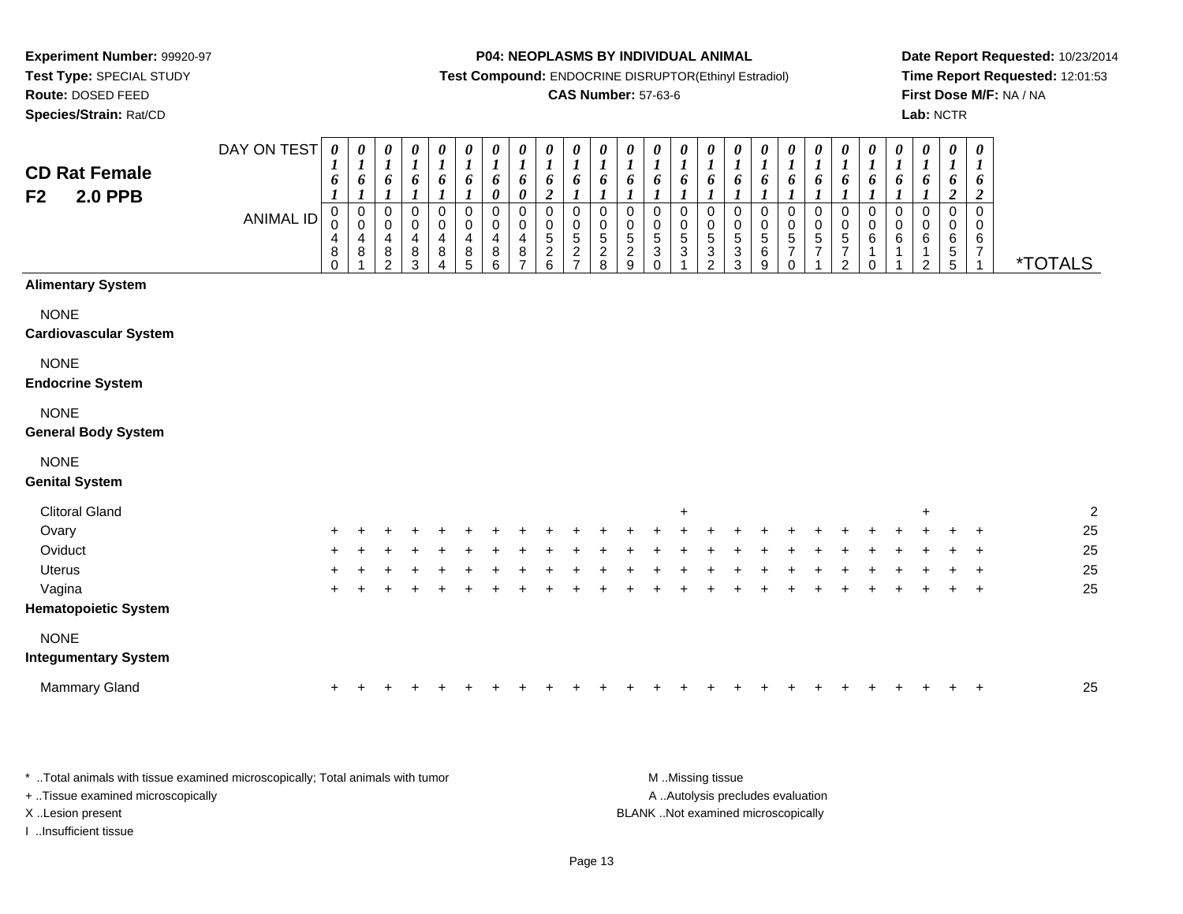**Experiment Number:** 99920-97
**Test Type:** SPECIAL STUDY
**Route:** DOSED FEED
**Species/Strain:** Rat/CD

**P04: NEOPLASMS BY INDIVIDUAL ANIMAL**
**Test Compound:** ENDOCRINE DISRUPTOR(Ethinyl Estradiol)
**CAS Number:** 57-63-6

**Date Report Requested:** 10/23/2014
**Time Report Requested:** 12:01:53
**First Dose M/F:** NA / NA
**Lab:** NCTR

## CD Rat Female F2 2.0 PPB

| DAY ON TEST | 0161 | 0161 | 0161 | 0161 | 0161 | 0161 | 0160 | 0160 | 0162 | 0161 | 0161 | 0161 | 0161 | 0161 | 0161 | 0161 | 0161 | 0161 | 0161 | 0161 | 0161 | 0161 | 0161 | 0162 | 0162 | |
|---|---|---|---|---|---|---|---|---|---|---|---|---|---|---|---|---|---|---|---|---|---|---|---|---|---|---|
| **ANIMAL ID** | 00480 | 00481 | 00482 | 00483 | 00484 | 00485 | 00486 | 00487 | 00526 | 00527 | 00528 | 00529 | 00530 | 00531 | 00532 | 00533 | 00569 | 00570 | 00571 | 00572 | 00610 | 00611 | 00612 | 00655 | 00671 | ***TOTALS** |
| **Alimentary System** | | | | | | | | | | | | | | | | | | | | | | | | | | |
| NONE | | | | | | | | | | | | | | | | | | | | | | | | | | |
| **Cardiovascular System** | | | | | | | | | | | | | | | | | | | | | | | | | | |
| NONE | | | | | | | | | | | | | | | | | | | | | | | | | | |
| **Endocrine System** | | | | | | | | | | | | | | | | | | | | | | | | | | |
| NONE | | | | | | | | | | | | | | | | | | | | | | | | | | |
| **General Body System** | | | | | | | | | | | | | | | | | | | | | | | | | | |
| NONE | | | | | | | | | | | | | | | | | | | | | | | | | | |
| **Genital System** | | | | | | | | | | | | | | | | | | | | | | | | | | |
| Clitoral Gland | | | | | | | | | | | | | | + | | | | | | | | | + | | | 2 |
| Ovary | + | + | + | + | + | + | + | + | + | + | + | + | + | + | + | + | + | + | + | + | + | + | + | + | + | 25 |
| Oviduct | + | + | + | + | + | + | + | + | + | + | + | + | + | + | + | + | + | + | + | + | + | + | + | + | + | 25 |
| Uterus | + | + | + | + | + | + | + | + | + | + | + | + | + | + | + | + | + | + | + | + | + | + | + | + | + | 25 |
| Vagina | + | + | + | + | + | + | + | + | + | + | + | + | + | + | + | + | + | + | + | + | + | + | + | + | + | 25 |
| **Hematopoietic System** | | | | | | | | | | | | | | | | | | | | | | | | | | |
| NONE | | | | | | | | | | | | | | | | | | | | | | | | | | |
| **Integumentary System** | | | | | | | | | | | | | | | | | | | | | | | | | | |
| Mammary Gland | + | + | + | + | + | + | + | + | + | + | + | + | + | + | + | + | + | + | + | + | + | + | + | + | + | 25 |

* ..Total animals with tissue examined microscopically; Total animals with tumor
+ ..Tissue examined microscopically
X ..Lesion present
I ..Insufficient tissue

M ..Missing tissue
A ..Autolysis precludes evaluation
BLANK ..Not examined microscopically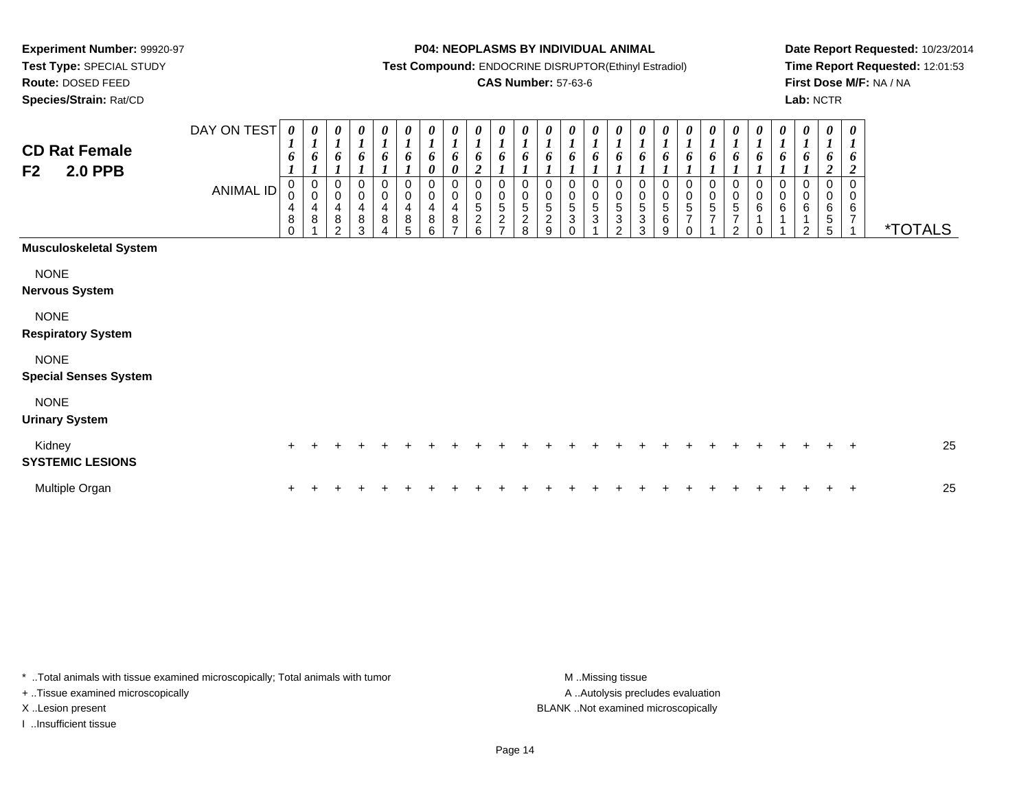**Experiment Number:** 99920-97
**Test Type:** SPECIAL STUDY
**Route:** DOSED FEED
**Species/Strain:** Rat/CD

**P04: NEOPLASMS BY INDIVIDUAL ANIMAL**
**Test Compound:** ENDOCRINE DISRUPTOR(Ethinyl Estradiol)
**CAS Number:** 57-63-6

**Date Report Requested:** 10/23/2014
**Time Report Requested:** 12:01:53
**First Dose M/F:** NA / NA
**Lab:** NCTR

## CD Rat Female F2 2.0 PPB

| DAY ON TEST | 0161 | 0161 | 0161 | 0161 | 0161 | 0161 | 0160 | 0160 | 0162 | 0161 | 0161 | 0161 | 0161 | 0161 | 0161 | 0161 | 0161 | 0161 | 0161 | 0161 | 0161 | 0161 | 0161 | 0162 | 0162 | |
|---|---|---|---|---|---|---|---|---|---|---|---|---|---|---|---|---|---|---|---|---|---|---|---|---|---|---|
| **ANIMAL ID** | 00480 | 00481 | 00482 | 00483 | 00484 | 00485 | 00486 | 00487 | 00526 | 00527 | 00528 | 00529 | 00530 | 00531 | 00532 | 00533 | 00569 | 00570 | 00571 | 00572 | 00610 | 00611 | 00612 | 00655 | 00671 | ***TOTALS** |
| **Musculoskeletal System** | | | | | | | | | | | | | | | | | | | | | | | | | | |
| NONE | | | | | | | | | | | | | | | | | | | | | | | | | | |
| **Nervous System** | | | | | | | | | | | | | | | | | | | | | | | | | | |
| NONE | | | | | | | | | | | | | | | | | | | | | | | | | | |
| **Respiratory System** | | | | | | | | | | | | | | | | | | | | | | | | | | |
| NONE | | | | | | | | | | | | | | | | | | | | | | | | | | |
| **Special Senses System** | | | | | | | | | | | | | | | | | | | | | | | | | | |
| NONE | | | | | | | | | | | | | | | | | | | | | | | | | | |
| **Urinary System** | | | | | | | | | | | | | | | | | | | | | | | | | | |
| Kidney | + | + | + | + | + | + | + | + | + | + | + | + | + | + | + | + | + | + | + | + | + | + | + | + | + | 25 |
| **SYSTEMIC LESIONS** | | | | | | | | | | | | | | | | | | | | | | | | | | |
| Multiple Organ | + | + | + | + | + | + | + | + | + | + | + | + | + | + | + | + | + | + | + | + | + | + | + | + | + | 25 |

* ..Total animals with tissue examined microscopically; Total animals with tumor
+ ..Tissue examined microscopically
X ..Lesion present
I ..Insufficient tissue

M ..Missing tissue
A ..Autolysis precludes evaluation
BLANK ..Not examined microscopically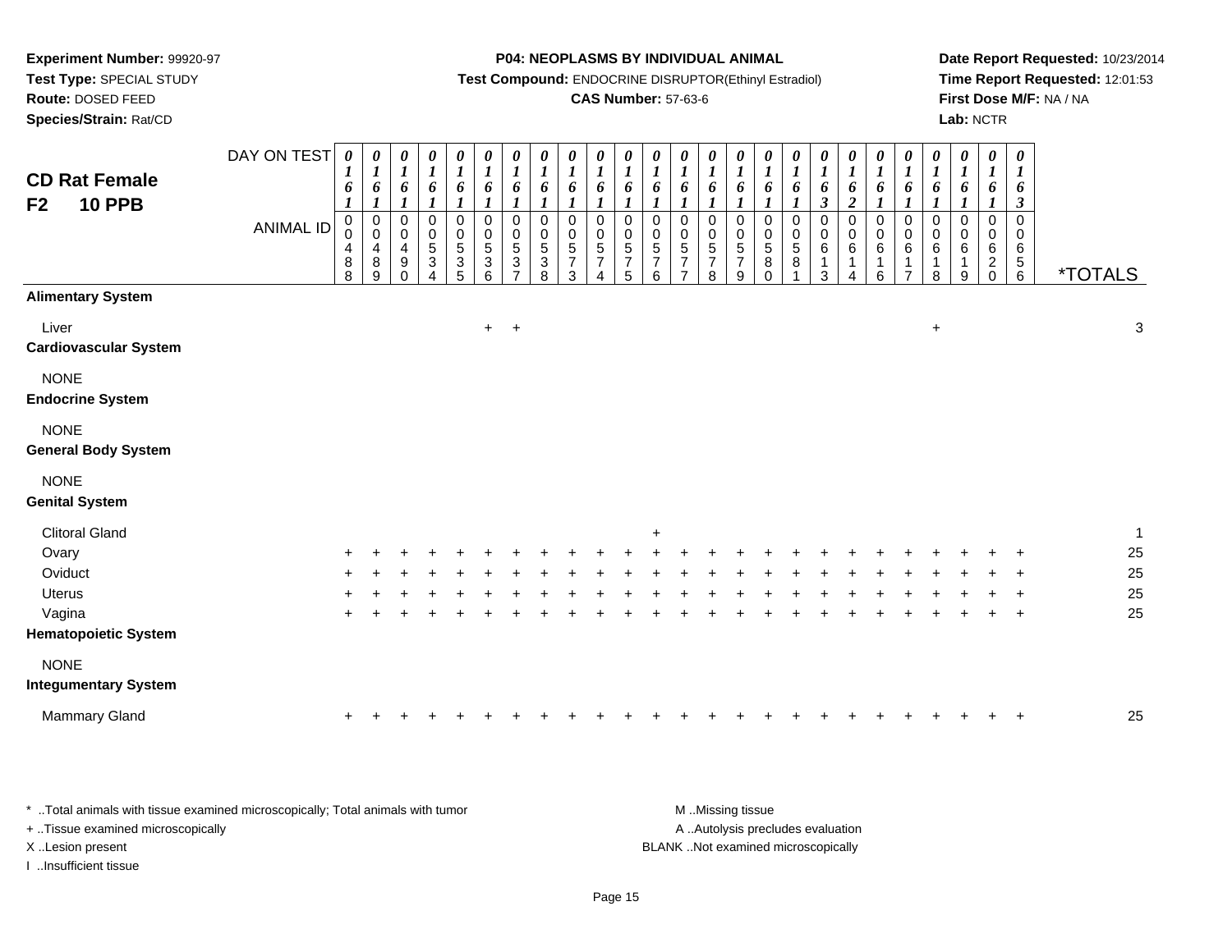**Experiment Number:** 99920-97
**Test Type:** SPECIAL STUDY
**Route:** DOSED FEED
**Species/Strain:** Rat/CD

**P04: NEOPLASMS BY INDIVIDUAL ANIMAL**
**Test Compound:** ENDOCRINE DISRUPTOR(Ethinyl Estradiol)
**CAS Number:** 57-63-6

**Date Report Requested:** 10/23/2014
**Time Report Requested:** 12:01:53
**First Dose M/F:** NA / NA
**Lab:** NCTR

## CD Rat Female F2 10 PPB

| DAY ON TEST | 0161 | 0161 | 0161 | 0161 | 0161 | 0161 | 0161 | 0161 | 0161 | 0161 | 0161 | 0161 | 0161 | 0161 | 0161 | 0161 | 0161 | 0163 | 0162 | 0161 | 0161 | 0161 | 0161 | 0161 | 0163 | |
|---|---|---|---|---|---|---|---|---|---|---|---|---|---|---|---|---|---|---|---|---|---|---|---|---|---|---|
| **ANIMAL ID** | 00488 | 00489 | 00490 | 00534 | 00535 | 00536 | 00537 | 00538 | 00573 | 00574 | 00575 | 00576 | 00577 | 00578 | 00579 | 00580 | 00581 | 00613 | 00614 | 00616 | 00617 | 00618 | 00619 | 00620 | 00656 | ***TOTALS** |
| **Alimentary System** | | | | | | | | | | | | | | | | | | | | | | | | | | |
| Liver | | | | | | + | + | | | | | | | | | | | | | | | + | | | | 3 |
| **Cardiovascular System** | | | | | | | | | | | | | | | | | | | | | | | | | | |
| NONE | | | | | | | | | | | | | | | | | | | | | | | | | | |
| **Endocrine System** | | | | | | | | | | | | | | | | | | | | | | | | | | |
| NONE | | | | | | | | | | | | | | | | | | | | | | | | | | |
| **General Body System** | | | | | | | | | | | | | | | | | | | | | | | | | | |
| NONE | | | | | | | | | | | | | | | | | | | | | | | | | | |
| **Genital System** | | | | | | | | | | | | | | | | | | | | | | | | | | |
| Clitoral Gland | | | | | | | | | | | | + | | | | | | | | | | | | | | 1 |
| Ovary | + | + | + | + | + | + | + | + | + | + | + | + | + | + | + | + | + | + | + | + | + | + | + | + | + | 25 |
| Oviduct | + | + | + | + | + | + | + | + | + | + | + | + | + | + | + | + | + | + | + | + | + | + | + | + | + | 25 |
| Uterus | + | + | + | + | + | + | + | + | + | + | + | + | + | + | + | + | + | + | + | + | + | + | + | + | + | 25 |
| Vagina | + | + | + | + | + | + | + | + | + | + | + | + | + | + | + | + | + | + | + | + | + | + | + | + | + | 25 |
| **Hematopoietic System** | | | | | | | | | | | | | | | | | | | | | | | | | | |
| NONE | | | | | | | | | | | | | | | | | | | | | | | | | | |
| **Integumentary System** | | | | | | | | | | | | | | | | | | | | | | | | | | |
| Mammary Gland | + | + | + | + | + | + | + | + | + | + | + | + | + | + | + | + | + | + | + | + | + | + | + | + | + | 25 |

* ..Total animals with tissue examined microscopically; Total animals with tumor
+ ..Tissue examined microscopically
X ..Lesion present
I ..Insufficient tissue

M ..Missing tissue
A ..Autolysis precludes evaluation
BLANK ..Not examined microscopically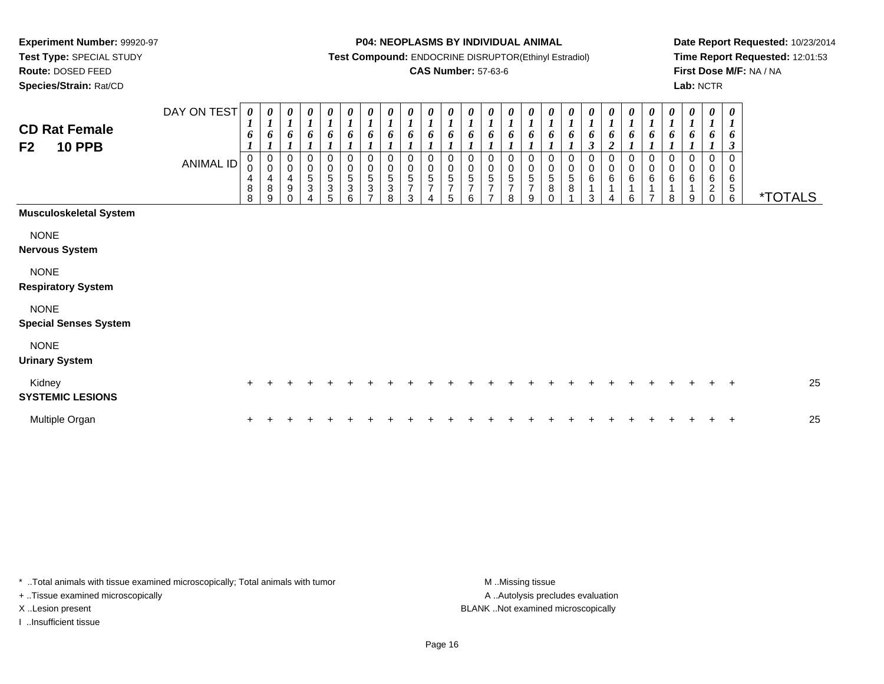**Experiment Number:** 99920-97
**Test Type:** SPECIAL STUDY
**Route:** DOSED FEED
**Species/Strain:** Rat/CD

**P04: NEOPLASMS BY INDIVIDUAL ANIMAL**
**Test Compound:** ENDOCRINE DISRUPTOR(Ethinyl Estradiol)
**CAS Number:** 57-63-6

**Date Report Requested:** 10/23/2014
**Time Report Requested:** 12:01:53
**First Dose M/F:** NA / NA
**Lab:** NCTR

## CD Rat Female F2 10 PPB

| DAY ON TEST | 0161 | 0161 | 0161 | 0161 | 0161 | 0161 | 0161 | 0161 | 0161 | 0161 | 0161 | 0161 | 0161 | 0161 | 0161 | 0161 | 0161 | 0163 | 0162 | 0161 | 0161 | 0161 | 0161 | 0161 | 0163 | |
|---|---|---|---|---|---|---|---|---|---|---|---|---|---|---|---|---|---|---|---|---|---|---|---|---|---|---|
| **ANIMAL ID** | 00488 | 00489 | 00490 | 00534 | 00535 | 00536 | 00537 | 00538 | 00573 | 00574 | 00575 | 00576 | 00577 | 00578 | 00579 | 00580 | 00581 | 00613 | 00614 | 00616 | 00617 | 00618 | 00619 | 00620 | 00656 | ***TOTALS** |
| **Musculoskeletal System** | | | | | | | | | | | | | | | | | | | | | | | | | | |
| NONE | | | | | | | | | | | | | | | | | | | | | | | | | | |
| **Nervous System** | | | | | | | | | | | | | | | | | | | | | | | | | | |
| NONE | | | | | | | | | | | | | | | | | | | | | | | | | | |
| **Respiratory System** | | | | | | | | | | | | | | | | | | | | | | | | | | |
| NONE | | | | | | | | | | | | | | | | | | | | | | | | | | |
| **Special Senses System** | | | | | | | | | | | | | | | | | | | | | | | | | | |
| NONE | | | | | | | | | | | | | | | | | | | | | | | | | | |
| **Urinary System** | | | | | | | | | | | | | | | | | | | | | | | | | | |
| Kidney | + | + | + | + | + | + | + | + | + | + | + | + | + | + | + | + | + | + | + | + | + | + | + | + | + | 25 |
| **SYSTEMIC LESIONS** | | | | | | | | | | | | | | | | | | | | | | | | | | |
| Multiple Organ | + | + | + | + | + | + | + | + | + | + | + | + | + | + | + | + | + | + | + | + | + | + | + | + | + | 25 |

* ..Total animals with tissue examined microscopically; Total animals with tumor
+ ..Tissue examined microscopically
X ..Lesion present
I ..Insufficient tissue

M ..Missing tissue
A ..Autolysis precludes evaluation
BLANK ..Not examined microscopically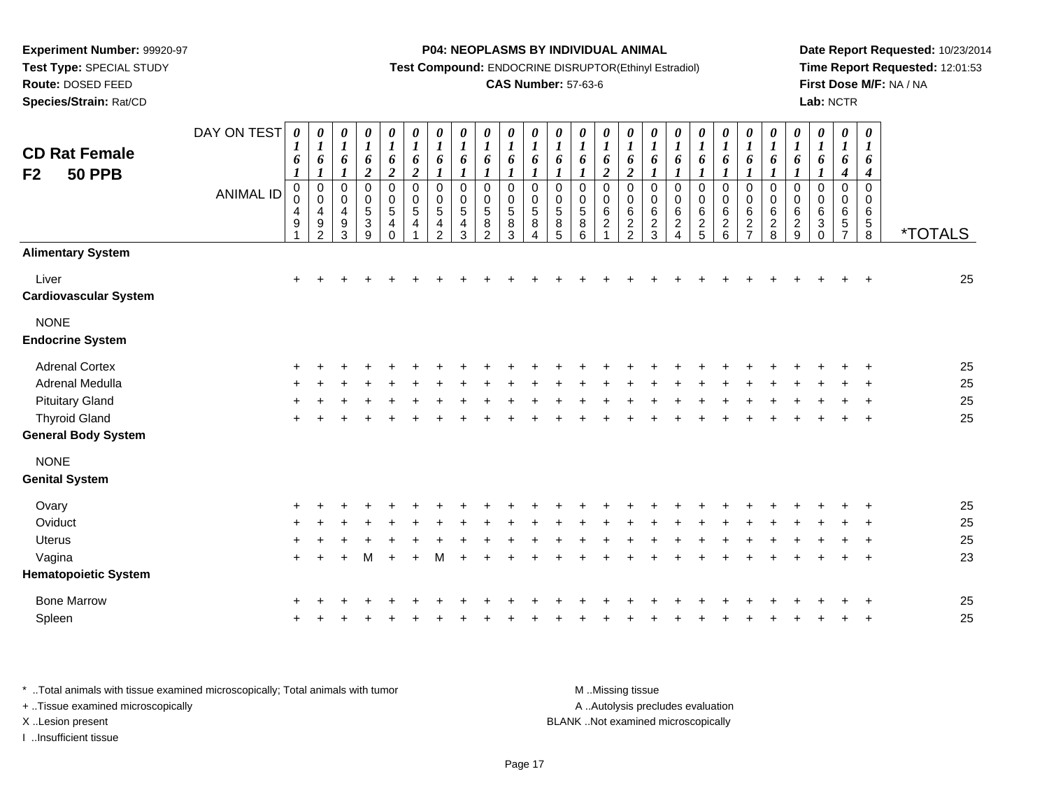**Experiment Number:** 99920-97
**Test Type:** SPECIAL STUDY
**Route:** DOSED FEED
**Species/Strain:** Rat/CD

**P04: NEOPLASMS BY INDIVIDUAL ANIMAL**
**Test Compound:** ENDOCRINE DISRUPTOR(Ethinyl Estradiol)
**CAS Number:** 57-63-6

**Date Report Requested:** 10/23/2014
**Time Report Requested:** 12:01:53
**First Dose M/F:** NA / NA
**Lab:** NCTR

## CD Rat Female F2 50 PPB

| DAY ON TEST | 0161 | 0161 | 0161 | 0162 | 0162 | 0162 | 0161 | 0161 | 0161 | 0161 | 0161 | 0161 | 0161 | 0162 | 0162 | 0161 | 0161 | 0161 | 0161 | 0161 | 0161 | 0161 | 0161 | 0164 | 0164 | |
|---|---|---|---|---|---|---|---|---|---|---|---|---|---|---|---|---|---|---|---|---|---|---|---|---|---|---|
| **ANIMAL ID** | 00491 | 00492 | 00493 | 00539 | 00540 | 00541 | 00542 | 00543 | 00582 | 00583 | 00584 | 00585 | 00586 | 00621 | 00622 | 00623 | 00624 | 00625 | 00626 | 00627 | 00628 | 00629 | 00630 | 00657 | 00658 | ***TOTALS** |
| **Alimentary System** | | | | | | | | | | | | | | | | | | | | | | | | | | |
| Liver | + | + | + | + | + | + | + | + | + | + | + | + | + | + | + | + | + | + | + | + | + | + | + | + | + | 25 |
| **Cardiovascular System** | | | | | | | | | | | | | | | | | | | | | | | | | | |
| NONE | | | | | | | | | | | | | | | | | | | | | | | | | | |
| **Endocrine System** | | | | | | | | | | | | | | | | | | | | | | | | | | |
| Adrenal Cortex | + | + | + | + | + | + | + | + | + | + | + | + | + | + | + | + | + | + | + | + | + | + | + | + | + | 25 |
| Adrenal Medulla | + | + | + | + | + | + | + | + | + | + | + | + | + | + | + | + | + | + | + | + | + | + | + | + | + | 25 |
| Pituitary Gland | + | + | + | + | + | + | + | + | + | + | + | + | + | + | + | + | + | + | + | + | + | + | + | + | + | 25 |
| Thyroid Gland | + | + | + | + | + | + | + | + | + | + | + | + | + | + | + | + | + | + | + | + | + | + | + | + | + | 25 |
| **General Body System** | | | | | | | | | | | | | | | | | | | | | | | | | | |
| NONE | | | | | | | | | | | | | | | | | | | | | | | | | | |
| **Genital System** | | | | | | | | | | | | | | | | | | | | | | | | | | |
| Ovary | + | + | + | + | + | + | + | + | + | + | + | + | + | + | + | + | + | + | + | + | + | + | + | + | + | 25 |
| Oviduct | + | + | + | + | + | + | + | + | + | + | + | + | + | + | + | + | + | + | + | + | + | + | + | + | + | 25 |
| Uterus | + | + | + | + | + | + | + | + | + | + | + | + | + | + | + | + | + | + | + | + | + | + | + | + | + | 25 |
| Vagina | + | + | + | M | + | + | M | + | + | + | + | + | + | + | + | + | + | + | + | + | + | + | + | + | + | 23 |
| **Hematopoietic System** | | | | | | | | | | | | | | | | | | | | | | | | | | |
| Bone Marrow | + | + | + | + | + | + | + | + | + | + | + | + | + | + | + | + | + | + | + | + | + | + | + | + | + | 25 |
| Spleen | + | + | + | + | + | + | + | + | + | + | + | + | + | + | + | + | + | + | + | + | + | + | + | + | + | 25 |

* ..Total animals with tissue examined microscopically; Total animals with tumor
+ ..Tissue examined microscopically
X ..Lesion present
I ..Insufficient tissue

M ..Missing tissue
A ..Autolysis precludes evaluation
BLANK ..Not examined microscopically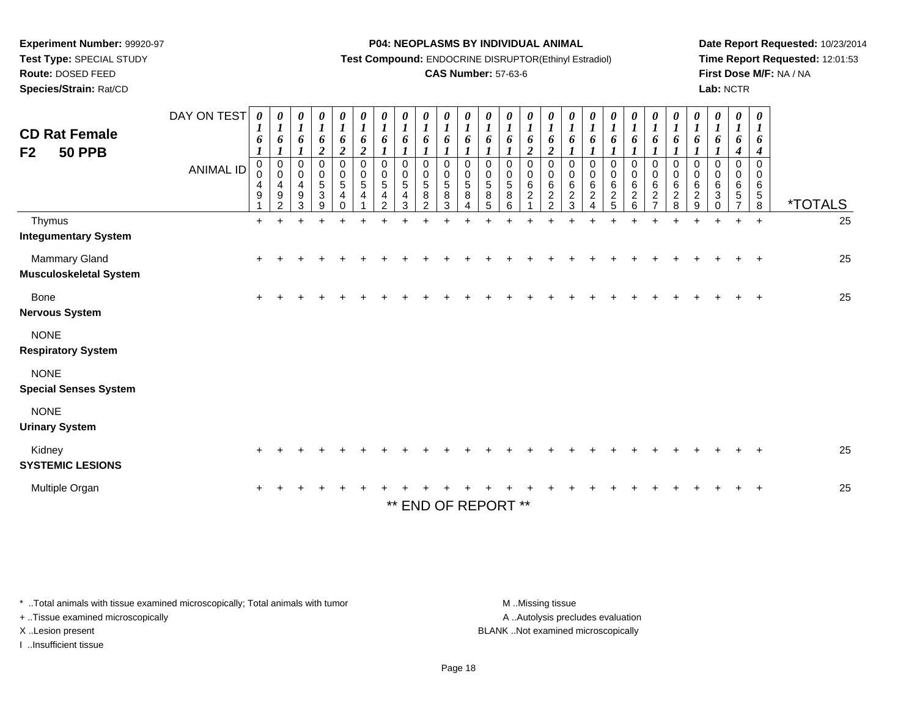**Experiment Number:** 99920-97
**Test Type:** SPECIAL STUDY
**Route:** DOSED FEED
**Species/Strain:** Rat/CD

**P04: NEOPLASMS BY INDIVIDUAL ANIMAL**
**Test Compound:** ENDOCRINE DISRUPTOR(Ethinyl Estradiol)
**CAS Number:** 57-63-6

**Date Report Requested:** 10/23/2014
**Time Report Requested:** 12:01:53
**First Dose M/F:** NA / NA
**Lab:** NCTR

## CD Rat Female
## F2 50 PPB

| DAY ON TEST | 0161 | 0161 | 0161 | 0162 | 0162 | 0162 | 0161 | 0161 | 0161 | 0161 | 0161 | 0161 | 0161 | 0162 | 0162 | 0161 | 0161 | 0161 | 0161 | 0161 | 0161 | 0161 | 0161 | 0164 | 0164 | |
|---|---|---|---|---|---|---|---|---|---|---|---|---|---|---|---|---|---|---|---|---|---|---|---|---|---|---|
| **ANIMAL ID** | 00491 | 00492 | 00493 | 00539 | 00540 | 00541 | 00542 | 00543 | 00582 | 00583 | 00584 | 00585 | 00586 | 00621 | 00622 | 00623 | 00624 | 00625 | 00626 | 00627 | 00628 | 00629 | 00630 | 00657 | 00658 | ***TOTALS** |
| Thymus | + | + | + | + | + | + | + | + | + | + | + | + | + | + | + | + | + | + | + | + | + | + | + | + | + | 25 |
| **Integumentary System** | | | | | | | | | | | | | | | | | | | | | | | | | | |
| Mammary Gland | + | + | + | + | + | + | + | + | + | + | + | + | + | + | + | + | + | + | + | + | + | + | + | + | + | 25 |
| **Musculoskeletal System** | | | | | | | | | | | | | | | | | | | | | | | | | | |
| Bone | + | + | + | + | + | + | + | + | + | + | + | + | + | + | + | + | + | + | + | + | + | + | + | + | + | 25 |
| **Nervous System** | | | | | | | | | | | | | | | | | | | | | | | | | | |
| NONE | | | | | | | | | | | | | | | | | | | | | | | | | | |
| **Respiratory System** | | | | | | | | | | | | | | | | | | | | | | | | | | |
| NONE | | | | | | | | | | | | | | | | | | | | | | | | | | |
| **Special Senses System** | | | | | | | | | | | | | | | | | | | | | | | | | | |
| NONE | | | | | | | | | | | | | | | | | | | | | | | | | | |
| **Urinary System** | | | | | | | | | | | | | | | | | | | | | | | | | | |
| Kidney | + | + | + | + | + | + | + | + | + | + | + | + | + | + | + | + | + | + | + | + | + | + | + | + | + | 25 |
| **SYSTEMIC LESIONS** | | | | | | | | | | | | | | | | | | | | | | | | | | |
| Multiple Organ | + | + | + | + | + | + | + | + | + | + | + | + | + | + | + | + | + | + | + | + | + | + | + | + | + | 25 |

** END OF REPORT **

* ..Total animals with tissue examined microscopically; Total animals with tumor
+ ..Tissue examined microscopically
X ..Lesion present
I ..Insufficient tissue

M ..Missing tissue
A ..Autolysis precludes evaluation
BLANK ..Not examined microscopically